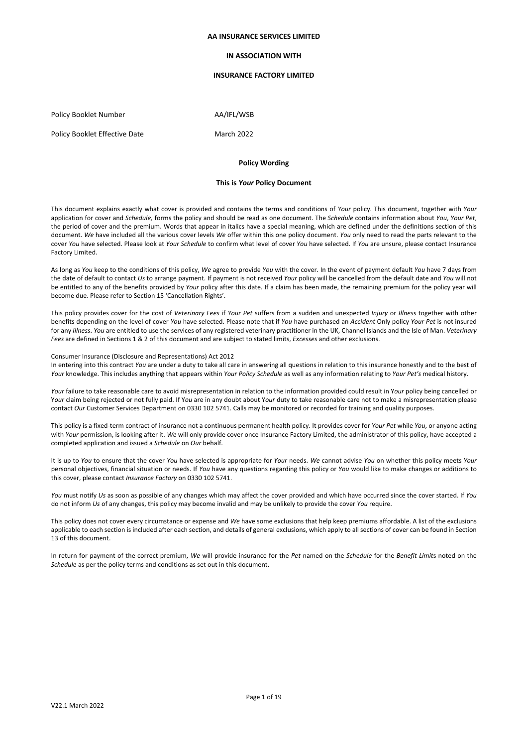**AA INSURANCE SERVICES LIMITED**

**IN ASSOCIATION WITH**

**INSURANCE FACTORY LIMITED**

Policy Booklet Number AA/IFL/WSB

Policy Booklet Effective Date March 2022

**Policy Wording**

**This is *Your* Policy Document**

This document explains exactly what cover is provided and contains the terms and conditions of *Your* policy. This document, together with *Your* application for cover and *Schedule,* forms the policy and should be read as one document. The *Schedule* contains information about *You*, *Your Pet*, the period of cover and the premium. Words that appear in italics have a special meaning, which are defined under the definitions section of this document. *We* have included all the various cover levels *We* offer within this one policy document. *You* only need to read the parts relevant to the cover *You* have selected. Please look at *Your Schedule* to confirm what level of cover *You* have selected. If *You* are unsure, please contact Insurance Factory Limited.

As long as *You* keep to the conditions of this policy, *We* agree to provide *You* with the cover. In the event of payment default *You* have 7 days from the date of default to contact *Us* to arrange payment. If payment is not received *Your* policy will be cancelled from the default date and *You* will not be entitled to any of the benefits provided by *Your* policy after this date. If a claim has been made, the remaining premium for the policy year will become due. Please refer to Section 15 'Cancellation Rights'.

This policy provides cover for the cost of *Veterinary Fees* if *Your Pet* suffers from a sudden and unexpected *Injury* or *Illness* together with other benefits depending on the level of cover *You* have selected. Please note that if *You* have purchased an *Accident* Only policy *Your Pet* is not insured for any *Illness*. *You* are entitled to use the services of any registered veterinary practitioner in the UK, Channel Islands and the Isle of Man. *Veterinary Fees* are defined in Sections 1 & 2 of this document and are subject to stated limits, *Excesses* and other exclusions.

Consumer Insurance (Disclosure and Representations) Act 2012

In entering into this contract *You* are under a duty to take all care in answering all questions in relation to this insurance honestly and to the best of *Your* knowledge. This includes anything that appears within *Your Policy Schedule* as well as any information relating to *Your Pet's* medical history.

*Your* failure to take reasonable care to avoid misrepresentation in relation to the information provided could result in *Your* policy being cancelled or *Your* claim being rejected or not fully paid. If *You* are in any doubt about *Your* duty to take reasonable care not to make a misrepresentation please contact *Our* Customer Services Department on 0330 102 5741. Calls may be monitored or recorded for training and quality purposes.

This policy is a fixed-term contract of insurance not a continuous permanent health policy. It provides cover for *Your Pet* while *You*, or anyone acting with *Your* permission, is looking after it. *We* will only provide cover once Insurance Factory Limited, the administrator of this policy, have accepted a completed application and issued a *Schedule* on *Our* behalf.

It is up to *You* to ensure that the cover *You* have selected is appropriate for *Your* needs. *We* cannot advise *You* on whether this policy meets *Your* personal objectives, financial situation or needs. If *You* have any questions regarding this policy or *You* would like to make changes or additions to this cover, please contact *Insurance Factory* on 0330 102 5741.

*You* must notify *Us* as soon as possible of any changes which may affect the cover provided and which have occurred since the cover started. If *You* do not inform *Us* of any changes, this policy may become invalid and may be unlikely to provide the cover *You* require.

This policy does not cover every circumstance or expense and *We* have some exclusions that help keep premiums affordable. A list of the exclusions applicable to each section is included after each section, and details of general exclusions, which apply to all sections of cover can be found in Section 13 of this document.

In return for payment of the correct premium, *We* will provide insurance for the *Pet* named on the *Schedule* for the *Benefit Limit*s noted on the *Schedule* as per the policy terms and conditions as set out in this document.

V22.1 March 2022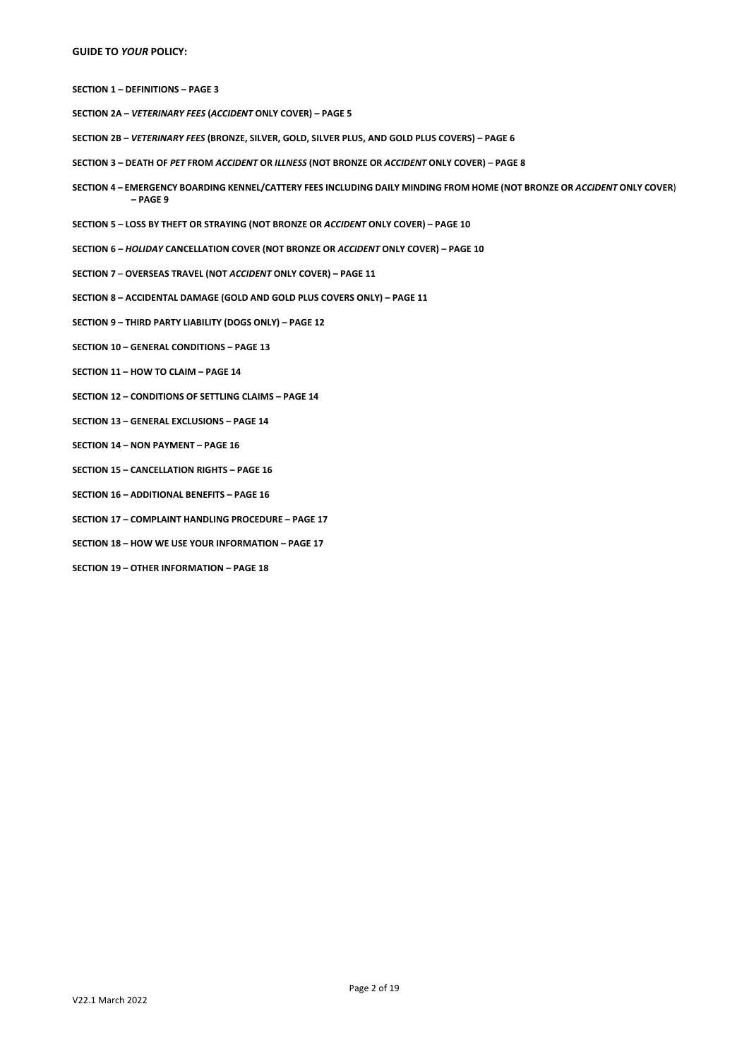**GUIDE TO *YOUR* POLICY:**

**SECTION 1 – DEFINITIONS – PAGE 3**

**SECTION 2A – *VETERINARY FEES* (*ACCIDENT* ONLY COVER) – PAGE 5**

**SECTION 2B – *VETERINARY FEES* (BRONZE, SILVER, GOLD, SILVER PLUS, AND GOLD PLUS COVERS) – PAGE 6**

**SECTION 3 – DEATH OF *PET* FROM *ACCIDENT* OR *ILLNESS* (NOT BRONZE OR *ACCIDENT* ONLY COVER) – PAGE 8**

**SECTION 4 – EMERGENCY BOARDING KENNEL/CATTERY FEES INCLUDING DAILY MINDING FROM HOME (NOT BRONZE OR *ACCIDENT* ONLY COVER) – PAGE 9**

**SECTION 5 – LOSS BY THEFT OR STRAYING (NOT BRONZE OR *ACCIDENT* ONLY COVER) – PAGE 10**

**SECTION 6 – *HOLIDAY* CANCELLATION COVER (NOT BRONZE OR *ACCIDENT* ONLY COVER) – PAGE 10**

**SECTION 7 – OVERSEAS TRAVEL (NOT *ACCIDENT* ONLY COVER) – PAGE 11**

**SECTION 8 – ACCIDENTAL DAMAGE (GOLD AND GOLD PLUS COVERS ONLY) – PAGE 11**

**SECTION 9 – THIRD PARTY LIABILITY (DOGS ONLY) – PAGE 12**

**SECTION 10 – GENERAL CONDITIONS – PAGE 13**

**SECTION 11 – HOW TO CLAIM – PAGE 14**

**SECTION 12 – CONDITIONS OF SETTLING CLAIMS – PAGE 14**

**SECTION 13 – GENERAL EXCLUSIONS – PAGE 14**

**SECTION 14 – NON PAYMENT – PAGE 16**

**SECTION 15 – CANCELLATION RIGHTS – PAGE 16**

**SECTION 16 – ADDITIONAL BENEFITS – PAGE 16**

**SECTION 17 – COMPLAINT HANDLING PROCEDURE – PAGE 17**

**SECTION 18 – HOW WE USE YOUR INFORMATION – PAGE 17**

**SECTION 19 – OTHER INFORMATION – PAGE 18**

V22.1 March 2022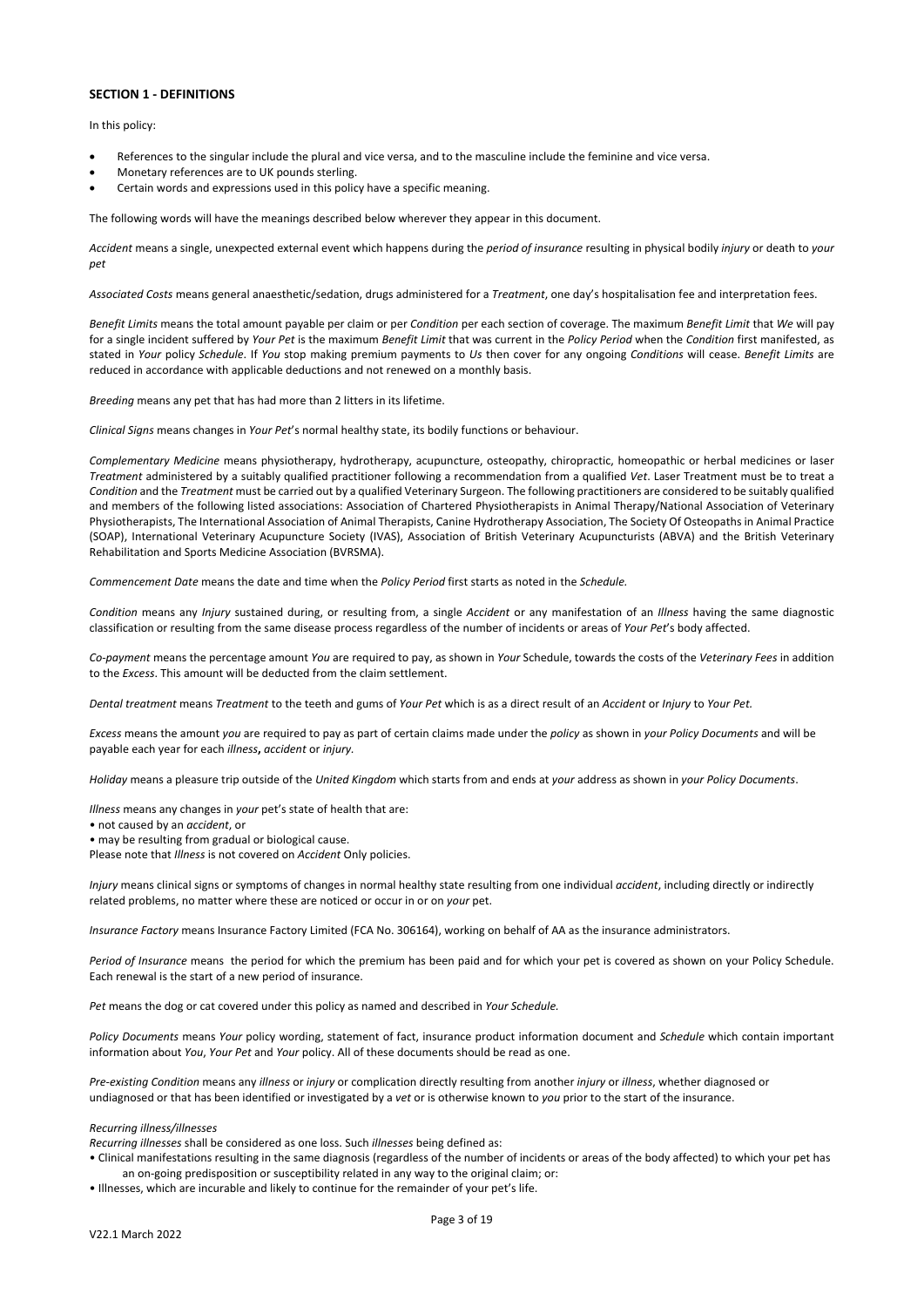**SECTION 1 - DEFINITIONS**

In this policy:

- References to the singular include the plural and vice versa, and to the masculine include the feminine and vice versa.
- Monetary references are to UK pounds sterling.
- Certain words and expressions used in this policy have a specific meaning.

The following words will have the meanings described below wherever they appear in this document.

*Accident* means a single, unexpected external event which happens during the *period of insurance* resulting in physical bodily *injury* or death to *your pet*

*Associated Costs* means general anaesthetic/sedation, drugs administered for a *Treatment*, one day's hospitalisation fee and interpretation fees.

*Benefit Limits* means the total amount payable per claim or per *Condition* per each section of coverage. The maximum *Benefit Limit* that *We* will pay for a single incident suffered by *Your Pet* is the maximum *Benefit Limit* that was current in the *Policy Period* when the *Condition* first manifested, as stated in *Your* policy *Schedule*. If *You* stop making premium payments to *Us* then cover for any ongoing *Conditions* will cease. *Benefit Limits* are reduced in accordance with applicable deductions and not renewed on a monthly basis.

*Breeding* means any pet that has had more than 2 litters in its lifetime.

*Clinical Signs* means changes in *Your Pet*'s normal healthy state, its bodily functions or behaviour.

*Complementary Medicine* means physiotherapy, hydrotherapy, acupuncture, osteopathy, chiropractic, homeopathic or herbal medicines or laser *Treatment* administered by a suitably qualified practitioner following a recommendation from a qualified *Vet*. Laser Treatment must be to treat a *Condition* and the *Treatment* must be carried out by a qualified Veterinary Surgeon. The following practitioners are considered to be suitably qualified and members of the following listed associations: Association of Chartered Physiotherapists in Animal Therapy/National Association of Veterinary Physiotherapists, The International Association of Animal Therapists, Canine Hydrotherapy Association, The Society Of Osteopaths in Animal Practice (SOAP), International Veterinary Acupuncture Society (IVAS), Association of British Veterinary Acupuncturists (ABVA) and the British Veterinary Rehabilitation and Sports Medicine Association (BVRSMA).

*Commencement Date* means the date and time when the *Policy Period* first starts as noted in the *Schedule.*

*Condition* means any *Injury* sustained during, or resulting from, a single *Accident* or any manifestation of an *Illness* having the same diagnostic classification or resulting from the same disease process regardless of the number of incidents or areas of *Your Pet*'s body affected.

*Co-payment* means the percentage amount *You* are required to pay, as shown in *Your* Schedule, towards the costs of the *Veterinary Fees* in addition to the *Excess*. This amount will be deducted from the claim settlement.

*Dental treatment* means *Treatment* to the teeth and gums of *Your Pet* which is as a direct result of an *Accident* or *Injury* to *Your Pet.*

*Excess* means the amount *you* are required to pay as part of certain claims made under the *policy* as shown in *your Policy Documents* and will be payable each year for each *illness*, *accident* or *injury.*

*Holiday* means a pleasure trip outside of the *United Kingdom* which starts from and ends at *your* address as shown in *your Policy Documents*.

*Illness* means any changes in *your* pet's state of health that are:
• not caused by an *accident*, or
• may be resulting from gradual or biological cause.
Please note that *Illness* is not covered on *Accident* Only policies.

*Injury* means clinical signs or symptoms of changes in normal healthy state resulting from one individual *accident*, including directly or indirectly related problems, no matter where these are noticed or occur in or on *your* pet.

*Insurance Factory* means Insurance Factory Limited (FCA No. 306164), working on behalf of AA as the insurance administrators.

*Period of Insurance* means the period for which the premium has been paid and for which your pet is covered as shown on your Policy Schedule. Each renewal is the start of a new period of insurance.

*Pet* means the dog or cat covered under this policy as named and described in *Your Schedule.*

*Policy Documents* means *Your* policy wording, statement of fact, insurance product information document and *Schedule* which contain important information about *You*, *Your Pet* and *Your* policy. All of these documents should be read as one.

*Pre-existing Condition* means any *illness* or *injury* or complication directly resulting from another *injury* or *illness*, whether diagnosed or undiagnosed or that has been identified or investigated by a *vet* or is otherwise known to *you* prior to the start of the insurance.

*Recurring illness/illnesses*

*Recurring illnesses* shall be considered as one loss. Such *illnesses* being defined as:
• Clinical manifestations resulting in the same diagnosis (regardless of the number of incidents or areas of the body affected) to which your pet has an on-going predisposition or susceptibility related in any way to the original claim; or:
• Illnesses, which are incurable and likely to continue for the remainder of your pet's life.

V22.1 March 2022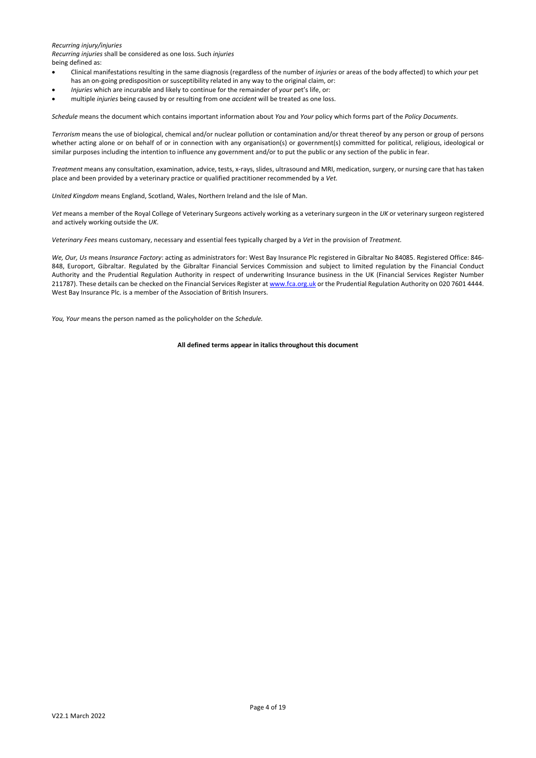*Recurring injury/injuries*
*Recurring injuries* shall be considered as one loss. Such *injuries* being defined as:

- Clinical manifestations resulting in the same diagnosis (regardless of the number of *injuries* or areas of the body affected) to which *your* pet has an on-going predisposition or susceptibility related in any way to the original claim, or:
- *Injuries* which are incurable and likely to continue for the remainder of *your* pet's life, or:
- multiple *injuries* being caused by or resulting from one *accident* will be treated as one loss.

*Schedule* means the document which contains important information about *You* and *Your* policy which forms part of the *Policy Documents*.

*Terrorism* means the use of biological, chemical and/or nuclear pollution or contamination and/or threat thereof by any person or group of persons whether acting alone or on behalf of or in connection with any organisation(s) or government(s) committed for political, religious, ideological or similar purposes including the intention to influence any government and/or to put the public or any section of the public in fear.

*Treatment* means any consultation, examination, advice, tests, x-rays, slides, ultrasound and MRI, medication, surgery, or nursing care that has taken place and been provided by a veterinary practice or qualified practitioner recommended by a *Vet.*

*United Kingdom* means England, Scotland, Wales, Northern Ireland and the Isle of Man.

*Vet* means a member of the Royal College of Veterinary Surgeons actively working as a veterinary surgeon in the *UK* or veterinary surgeon registered and actively working outside the *UK*.

*Veterinary Fees* means customary, necessary and essential fees typically charged by a *Vet* in the provision of *Treatment.*

*We, Our, Us* means *Insurance Factory*: acting as administrators for: West Bay Insurance Plc registered in Gibraltar No 84085. Registered Office: 846-848, Europort, Gibraltar. Regulated by the Gibraltar Financial Services Commission and subject to limited regulation by the Financial Conduct Authority and the Prudential Regulation Authority in respect of underwriting Insurance business in the UK (Financial Services Register Number 211787). These details can be checked on the Financial Services Register at www.fca.org.uk or the Prudential Regulation Authority on 020 7601 4444. West Bay Insurance Plc. is a member of the Association of British Insurers.

*You, Your* means the person named as the policyholder on the *Schedule.*

**All defined terms appear in italics throughout this document**

V22.1 March 2022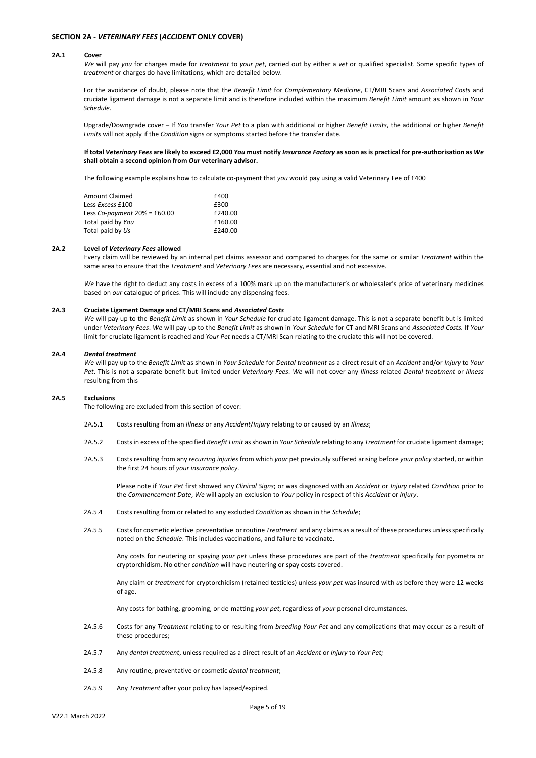## SECTION 2A - *VETERINARY FEES* (*ACCIDENT* ONLY COVER)

### 2A.1 Cover

*We* will pay *you* for charges made for *treatment* to *your pet*, carried out by either a *vet* or qualified specialist. Some specific types of *treatment* or charges do have limitations, which are detailed below.

For the avoidance of doubt, please note that the *Benefit Limit* for *Complementary Medicine*, CT/MRI Scans and *Associated Costs* and cruciate ligament damage is not a separate limit and is therefore included within the maximum *Benefit Limit* amount as shown in *Your Schedule*.

Upgrade/Downgrade cover – If *You* transfer *Your Pet* to a plan with additional or higher *Benefit Limits*, the additional or higher *Benefit Limits* will not apply if the *Condition* signs or symptoms started before the transfer date.

**If total *Veterinary Fees* are likely to exceed £2,000 *You* must notify *Insurance Factory* as soon as is practical for pre-authorisation as *We* shall obtain a second opinion from *Our* veterinary advisor.**

The following example explains how to calculate co-payment that *you* would pay using a valid Veterinary Fee of £400

| | |
|---|---|
| Amount Claimed | £400 |
| Less *Excess* £100 | £300 |
| Less *Co-payment* 20% = £60.00 | £240.00 |
| Total paid by *You* | £160.00 |
| Total paid by *Us* | £240.00 |

### 2A.2 Level of *Veterinary Fees* allowed

Every claim will be reviewed by an internal pet claims assessor and compared to charges for the same or similar *Treatment* within the same area to ensure that the *Treatment* and *Veterinary Fees* are necessary, essential and not excessive.

*We* have the right to deduct any costs in excess of a 100% mark up on the manufacturer's or wholesaler's price of veterinary medicines based on *our* catalogue of prices. This will include any dispensing fees.

### 2A.3 Cruciate Ligament Damage and CT/MRI Scans and *Associated Costs*

*We* will pay up to the *Benefit Limit* as shown in *Your Schedule* for cruciate ligament damage. This is not a separate benefit but is limited under *Veterinary Fees*. *We* will pay up to the *Benefit Limit* as shown in *Your Schedule* for CT and MRI Scans and *Associated Costs.* If *Your* limit for cruciate ligament is reached and *Your Pet* needs a CT/MRI Scan relating to the cruciate this will not be covered.

### 2A.4 *Dental treatment*

*We* will pay up to the *Benefit Limit* as shown in *Your Schedule* for *Dental treatment* as a direct result of an *Accident* and/or *Injury* to *Your Pet*. This is not a separate benefit but limited under *Veterinary Fees*. *We* will not cover any *Illness* related *Dental treatment* or *Illness* resulting from this

### 2A.5 Exclusions

The following are excluded from this section of cover:

2A.5.1 Costs resulting from an *Illness* or any *Accident*/*Injury* relating to or caused by an *Illness*;

2A.5.2 Costs in excess of the specified *Benefit Limit* as shown in *Your Schedule* relating to any *Treatment* for cruciate ligament damage;

2A.5.3 Costs resulting from any *recurring injuries* from which *your* pet previously suffered arising before *your policy* started, or within the first 24 hours of *your insurance policy*.

Please note if *Your Pet* first showed any *Clinical Signs*; or was diagnosed with an *Accident* or *Injury* related *Condition* prior to the *Commencement Date*, *We* will apply an exclusion to *Your* policy in respect of this *Accident* or *Injury*.

2A.5.4 Costs resulting from or related to any excluded *Condition* as shown in the *Schedule*;

2A.5.5 Costs for cosmetic elective preventative or routine *Treatment* and any claims as a result of these procedures unless specifically noted on the *Schedule*. This includes vaccinations, and failure to vaccinate.

Any costs for neutering or spaying *your pet* unless these procedures are part of the *treatment* specifically for pyometra or cryptorchidism. No other *condition* will have neutering or spay costs covered.

Any claim or *treatment* for cryptorchidism (retained testicles) unless *your pet* was insured with *us* before they were 12 weeks of age.

Any costs for bathing, grooming, or de-matting *your pet*, regardless of *your* personal circumstances.

2A.5.6 Costs for any *Treatment* relating to or resulting from *breeding Your Pet* and any complications that may occur as a result of these procedures;

2A.5.7 Any *dental treatment*, unless required as a direct result of an *Accident* or *Injury* to *Your Pet;*

2A.5.8 Any routine, preventative or cosmetic *dental treatment*;

2A.5.9 Any *Treatment* after your policy has lapsed/expired.

V22.1 March 2022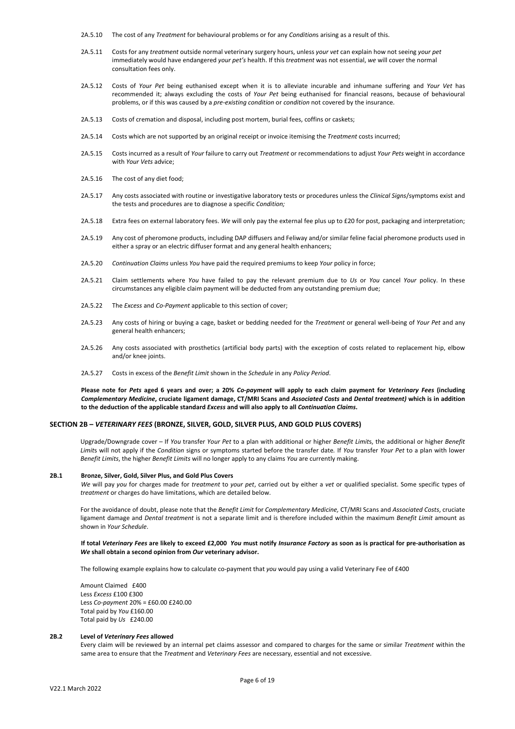2A.5.10 The cost of any *Treatment* for behavioural problems or for any *Condition*s arising as a result of this.

2A.5.11 Costs for any *treatment* outside normal veterinary surgery hours, unless *your vet* can explain how not seeing *your pet* immediately would have endangered *your pet's* health. If this *treatment* was not essential, *we* will cover the normal consultation fees only.

2A.5.12 Costs of *Your Pet* being euthanised except when it is to alleviate incurable and inhumane suffering and *Your Vet* has recommended it; always excluding the costs of *Your Pet* being euthanised for financial reasons, because of behavioural problems, or if this was caused by a *pre-existing condition* or *condition* not covered by the insurance.

2A.5.13 Costs of cremation and disposal, including post mortem, burial fees, coffins or caskets;

2A.5.14 Costs which are not supported by an original receipt or invoice itemising the *Treatment* costs incurred;

2A.5.15 Costs incurred as a result of *Your* failure to carry out *Treatment* or recommendations to adjust *Your Pets* weight in accordance with *Your Vets* advice;

2A.5.16 The cost of any diet food;

2A.5.17 Any costs associated with routine or investigative laboratory tests or procedures unless the *Clinical Signs*/symptoms exist and the tests and procedures are to diagnose a specific *Condition;*

2A.5.18 Extra fees on external laboratory fees. *We* will only pay the external fee plus up to £20 for post, packaging and interpretation;

2A.5.19 Any cost of pheromone products, including DAP diffusers and Feliway and/or similar feline facial pheromone products used in either a spray or an electric diffuser format and any general health enhancers;

2A.5.20 *Continuation Claims* unless *You* have paid the required premiums to keep *Your* policy in force;

2A.5.21 Claim settlements where *You* have failed to pay the relevant premium due to *Us* or *You* cancel *Your* policy. In these circumstances any eligible claim payment will be deducted from any outstanding premium due;

2A.5.22 The *Excess* and *Co-Payment* applicable to this section of cover;

2A.5.23 Any costs of hiring or buying a cage, basket or bedding needed for the *Treatment* or general well-being of *Your Pet* and any general health enhancers;

2A.5.26 Any costs associated with prosthetics (artificial body parts) with the exception of costs related to replacement hip, elbow and/or knee joints.

2A.5.27 Costs in excess of the *Benefit Limit* shown in the *Schedule* in any *Policy Period*.

**Please note for *Pets* aged 6 years and over; a 20% *Co-payment* will apply to each claim payment for *Veterinary Fees* (including *Complementary Medicine*, cruciate ligament damage, CT/MRI Scans and *Associated Costs* and *Dental treatment)* which is in addition to the deduction of the applicable standard *Excess* and will also apply to all *Continuation Claims*.**

## SECTION 2B – *VETERINARY FEES* (BRONZE, SILVER, GOLD, SILVER PLUS, AND GOLD PLUS COVERS)

Upgrade/Downgrade cover – If *You* transfer *Your Pet* to a plan with additional or higher *Benefit Limit*s, the additional or higher *Benefit Limit*s will not apply if the *Condition* signs or symptoms started before the transfer date. If *You* transfer *Your Pet* to a plan with lower *Benefit Limits*, the higher *Benefit Limits* will no longer apply to any claims *You* are currently making.

### 2B.1 Bronze, Silver, Gold, Silver Plus, and Gold Plus Covers

*We* will pay *you* for charges made for *treatment* to *your pet*, carried out by either a *vet* or qualified specialist. Some specific types of *treatment* or charges do have limitations, which are detailed below.

For the avoidance of doubt, please note that the *Benefit Limit* for *Complementary Medicine,* CT/MRI Scans and *Associated Costs*, cruciate ligament damage and *Dental treatment* is not a separate limit and is therefore included within the maximum *Benefit Limit* amount as shown in *Your Schedule*.

**If total *Veterinary Fees* are likely to exceed £2,000 *You* must notify *Insurance Factory* as soon as is practical for pre-authorisation as *We* shall obtain a second opinion from *Our* veterinary advisor.**

The following example explains how to calculate co-payment that *you* would pay using a valid Veterinary Fee of £400

Amount Claimed £400
Less *Excess* £100 £300
Less *Co-payment* 20% = £60.00 £240.00
Total paid by *You* £160.00
Total paid by *Us* £240.00

### 2B.2 Level of *Veterinary Fees* allowed

Every claim will be reviewed by an internal pet claims assessor and compared to charges for the same or similar *Treatment* within the same area to ensure that the *Treatment* and *Veterinary Fees* are necessary, essential and not excessive.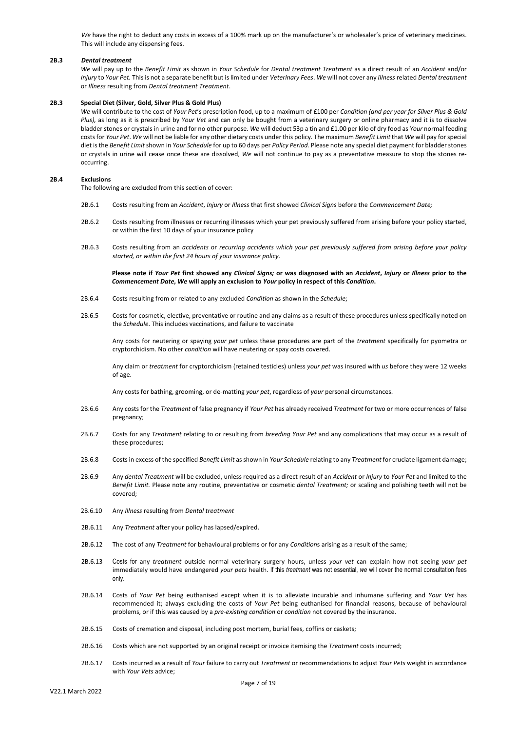*We* have the right to deduct any costs in excess of a 100% mark up on the manufacturer's or wholesaler's price of veterinary medicines. This will include any dispensing fees.

**2B.3** ***Dental treatment***

*We* will pay up to the *Benefit Limit* as shown in *Your Schedule* for *Dental treatment Treatment* as a direct result of an *Accident* and/or *Injury* to *Your Pet.* This is not a separate benefit but is limited under *Veterinary Fees*. *We* will not cover any *Illness* related *Dental treatment* or *Illness* resulting from *Dental treatment Treatment*.

**2B.3** **Special Diet (Silver, Gold, Silver Plus & Gold Plus)**

*We* will contribute to the cost of *Your Pet*'s prescription food, up to a maximum of £100 per *Condition (and per year for Silver Plus & Gold Plus),* as long as it is prescribed by *Your Vet* and can only be bought from a veterinary surgery or online pharmacy and it is to dissolve bladder stones or crystals in urine and for no other purpose. *We* will deduct 53p a tin and £1.00 per kilo of dry food as *Your* normal feeding costs for *Your Pet*. *We* will not be liable for any other dietary costs under this policy. The maximum *Benefit Limit* that *We* will pay for special diet is the *Benefit Limit* shown in *Your Schedule* for up to 60 days per *Policy Period.* Please note any special diet payment for bladder stones or crystals in urine will cease once these are dissolved, *We* will not continue to pay as a preventative measure to stop the stones re-occurring.

**2B.4** **Exclusions**

The following are excluded from this section of cover:

2B.6.1 Costs resulting from an *Accident*, *Injury* or *Illness* that first showed *Clinical Signs* before the *Commencement Date;*

2B.6.2 Costs resulting from *i*llnesses or recurring illnesses which your pet previously suffered from arising before your policy started, or within the first 10 days of your insurance policy

2B.6.3 Costs resulting from an *accidents* or *recurring accidents which your pet previously suffered from arising before your policy started, or within the first 24 hours of your insurance policy.*

**Please note if *Your Pet* first showed any *Clinical Signs;* or was diagnosed with an *Accident*, *Injury* or *Illness* prior to the *Commencement Date*, *We* will apply an exclusion to *Your* policy in respect of this *Condition*.**

2B.6.4 Costs resulting from or related to any excluded *Condition* as shown in the *Schedule*;

2B.6.5 Costs for cosmetic, elective, preventative or routine and any claims as a result of these procedures unless specifically noted on the *Schedule*. This includes vaccinations, and failure to vaccinate

Any costs for neutering or spaying *your pet* unless these procedures are part of the *treatment* specifically for pyometra or cryptorchidism. No other *condition* will have neutering or spay costs covered.

Any claim or *treatment* for cryptorchidism (retained testicles) unless *your pet* was insured with *us* before they were 12 weeks of age.

Any costs for bathing, grooming, or de-matting *your pet*, regardless of *your* personal circumstances.

2B.6.6 Any costs for the *Treatment* of false pregnancy if *Your Pet* has already received *Treatment* for two or more occurrences of false pregnancy;

2B.6.7 Costs for any *Treatment* relating to or resulting from *breeding Your Pet* and any complications that may occur as a result of these procedures;

2B.6.8 Costs in excess of the specified *Benefit Limit* as shown in *Your Schedule* relating to any *Treatment* for cruciate ligament damage;

2B.6.9 Any *dental Treatment* will be excluded, unless required as a direct result of an *Accident* or *Injury* to *Your Pet* and limited to the *Benefit Limit.* Please note any routine, preventative or cosmetic *dental Treatment;* or scaling and polishing teeth will not be covered;

2B.6.10 Any *Illness* resulting from *Dental treatment*

2B.6.11 Any *Treatment* after your policy has lapsed/expired.

2B.6.12 The cost of any *Treatment* for behavioural problems or for any *Condition*s arising as a result of the same;

2B.6.13 Costs for any *treatment* outside normal veterinary surgery hours, unless *your vet* can explain how not seeing *your pet* immediately would have endangered *your pets* health. If this *treatment* was not essential, *we* will cover the normal consultation fees only.

2B.6.14 Costs of *Your Pet* being euthanised except when it is to alleviate incurable and inhumane suffering and *Your Vet* has recommended it; always excluding the costs of *Your Pet* being euthanised for financial reasons, because of behavioural problems, or if this was caused by a *pre-existing condition* or *condition* not covered by the insurance.

2B.6.15 Costs of cremation and disposal, including post mortem, burial fees, coffins or caskets;

2B.6.16 Costs which are not supported by an original receipt or invoice itemising the *Treatment* costs incurred;

2B.6.17 Costs incurred as a result of *Your* failure to carry out *Treatment* or recommendations to adjust *Your Pets* weight in accordance with *Your Vets* advice;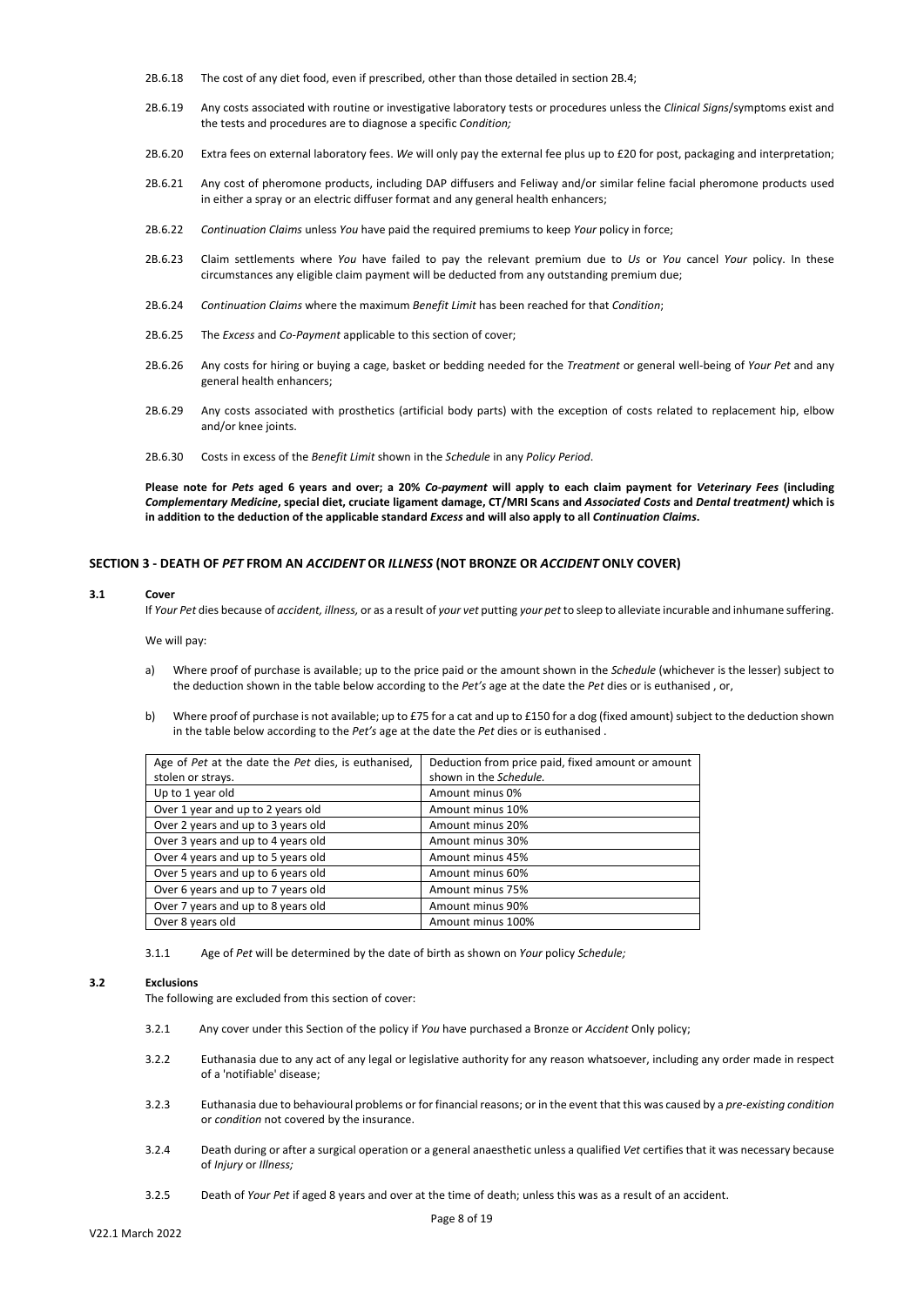2B.6.18 The cost of any diet food, even if prescribed, other than those detailed in section 2B.4;

2B.6.19 Any costs associated with routine or investigative laboratory tests or procedures unless the *Clinical Signs*/symptoms exist and the tests and procedures are to diagnose a specific *Condition;*

2B.6.20 Extra fees on external laboratory fees. *We* will only pay the external fee plus up to £20 for post, packaging and interpretation;

2B.6.21 Any cost of pheromone products, including DAP diffusers and Feliway and/or similar feline facial pheromone products used in either a spray or an electric diffuser format and any general health enhancers;

2B.6.22 *Continuation Claims* unless *You* have paid the required premiums to keep *Your* policy in force;

2B.6.23 Claim settlements where *You* have failed to pay the relevant premium due to *Us* or *You* cancel *Your* policy. In these circumstances any eligible claim payment will be deducted from any outstanding premium due;

2B.6.24 *Continuation Claims* where the maximum *Benefit Limit* has been reached for that *Condition*;

2B.6.25 The *Excess* and *Co-Payment* applicable to this section of cover;

2B.6.26 Any costs for hiring or buying a cage, basket or bedding needed for the *Treatment* or general well-being of *Your Pet* and any general health enhancers;

2B.6.29 Any costs associated with prosthetics (artificial body parts) with the exception of costs related to replacement hip, elbow and/or knee joints.

2B.6.30 Costs in excess of the *Benefit Limit* shown in the *Schedule* in any *Policy Period*.

**Please note for *Pets* aged 6 years and over; a 20% *Co-payment* will apply to each claim payment for *Veterinary Fees* (including *Complementary Medicine*, special diet, cruciate ligament damage, CT/MRI Scans and *Associated Costs* and *Dental treatment)* which is in addition to the deduction of the applicable standard *Excess* and will also apply to all *Continuation Claims*.**

## SECTION 3 - DEATH OF *PET* FROM AN *ACCIDENT* OR *ILLNESS* (NOT BRONZE OR *ACCIDENT* ONLY COVER)

### 3.1 Cover

If *Your Pet* dies because of *accident, illness,* or as a result of *your vet* putting *your pet* to sleep to alleviate incurable and inhumane suffering.

We will pay:

a) Where proof of purchase is available; up to the price paid or the amount shown in the *Schedule* (whichever is the lesser) subject to the deduction shown in the table below according to the *Pet's* age at the date the *Pet* dies or is euthanised , or,

b) Where proof of purchase is not available; up to £75 for a cat and up to £150 for a dog (fixed amount) subject to the deduction shown in the table below according to the *Pet's* age at the date the *Pet* dies or is euthanised .

| Age of *Pet* at the date the *Pet* dies, is euthanised, stolen or strays. | Deduction from price paid, fixed amount or amount shown in the *Schedule.* |
|---|---|
| Up to 1 year old | Amount minus 0% |
| Over 1 year and up to 2 years old | Amount minus 10% |
| Over 2 years and up to 3 years old | Amount minus 20% |
| Over 3 years and up to 4 years old | Amount minus 30% |
| Over 4 years and up to 5 years old | Amount minus 45% |
| Over 5 years and up to 6 years old | Amount minus 60% |
| Over 6 years and up to 7 years old | Amount minus 75% |
| Over 7 years and up to 8 years old | Amount minus 90% |
| Over 8 years old | Amount minus 100% |

3.1.1 Age of *Pet* will be determined by the date of birth as shown on *Your* policy *Schedule;*

### 3.2 Exclusions

The following are excluded from this section of cover:

3.2.1 Any cover under this Section of the policy if *You* have purchased a Bronze or *Accident* Only policy;

3.2.2 Euthanasia due to any act of any legal or legislative authority for any reason whatsoever, including any order made in respect of a 'notifiable' disease;

3.2.3 Euthanasia due to behavioural problems or for financial reasons; or in the event that this was caused by a *pre-existing condition* or *condition* not covered by the insurance.

3.2.4 Death during or after a surgical operation or a general anaesthetic unless a qualified *Vet* certifies that it was necessary because of *Injury* or *Illness;*

3.2.5 Death of *Your Pet* if aged 8 years and over at the time of death; unless this was as a result of an accident.

V22.1 March 2022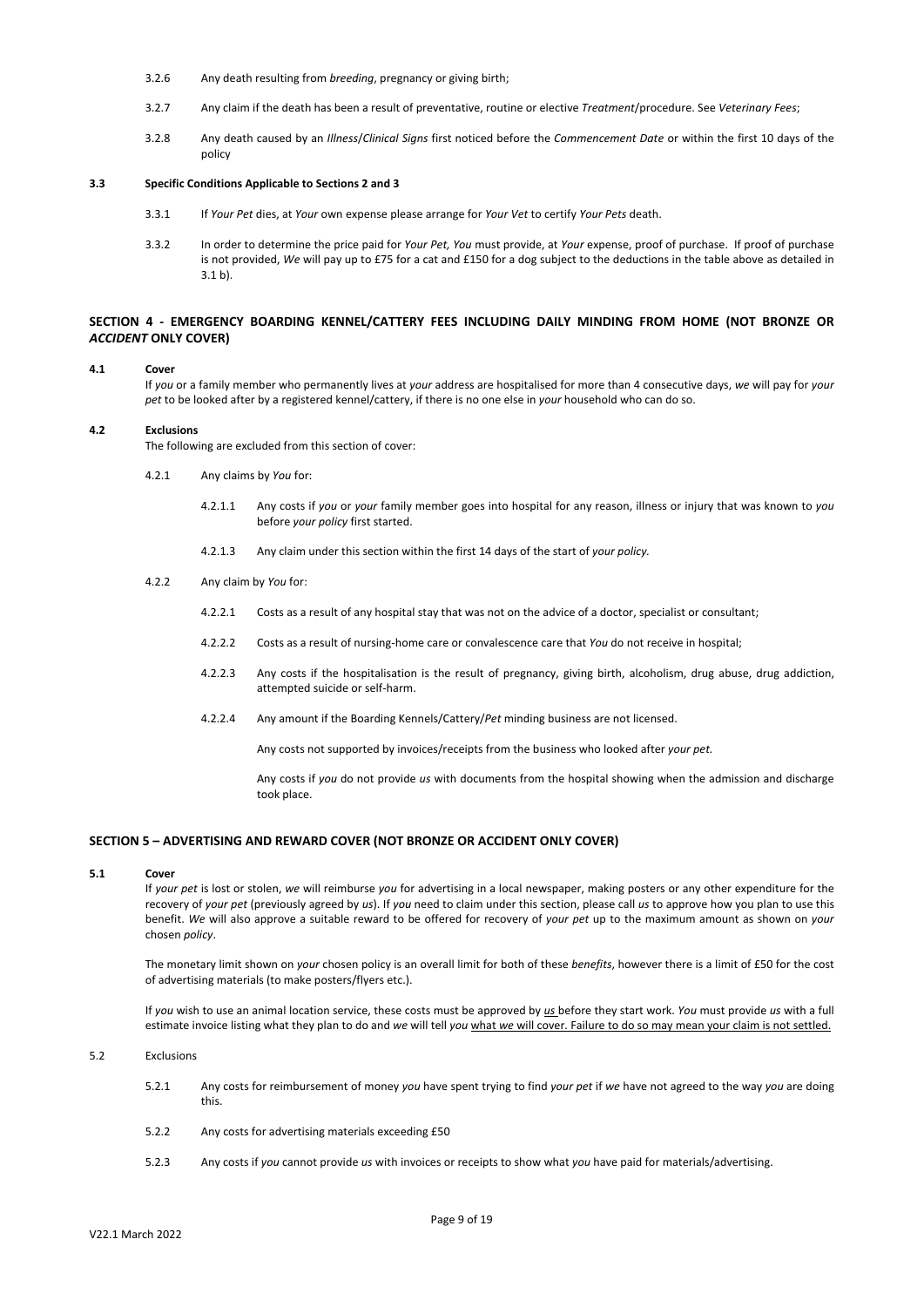3.2.6 Any death resulting from *breeding*, pregnancy or giving birth;

3.2.7 Any claim if the death has been a result of preventative, routine or elective *Treatment*/procedure. See *Veterinary Fees*;

3.2.8 Any death caused by an *Illness*/*Clinical Signs* first noticed before the *Commencement Date* or within the first 10 days of the policy

**3.3 Specific Conditions Applicable to Sections 2 and 3**

3.3.1 If *Your Pet* dies, at *Your* own expense please arrange for *Your Vet* to certify *Your Pets* death.

3.3.2 In order to determine the price paid for *Your Pet, You* must provide, at *Your* expense, proof of purchase. If proof of purchase is not provided, *We* will pay up to £75 for a cat and £150 for a dog subject to the deductions in the table above as detailed in 3.1 b).

## SECTION 4 - EMERGENCY BOARDING KENNEL/CATTERY FEES INCLUDING DAILY MINDING FROM HOME (NOT BRONZE OR *ACCIDENT* ONLY COVER)

**4.1 Cover**

If *you* or a family member who permanently lives at *your* address are hospitalised for more than 4 consecutive days, *we* will pay for *your pet* to be looked after by a registered kennel/cattery, if there is no one else in *your* household who can do so.

**4.2 Exclusions**

The following are excluded from this section of cover:

4.2.1 Any claims by *You* for:

4.2.1.1 Any costs if *you* or *your* family member goes into hospital for any reason, illness or injury that was known to *you* before *your policy* first started.

4.2.1.3 Any claim under this section within the first 14 days of the start of *your policy.*

4.2.2 Any claim by *You* for:

4.2.2.1 Costs as a result of any hospital stay that was not on the advice of a doctor, specialist or consultant;

4.2.2.2 Costs as a result of nursing-home care or convalescence care that *You* do not receive in hospital;

4.2.2.3 Any costs if the hospitalisation is the result of pregnancy, giving birth, alcoholism, drug abuse, drug addiction, attempted suicide or self-harm.

4.2.2.4 Any amount if the Boarding Kennels/Cattery/*Pet* minding business are not licensed.

Any costs not supported by invoices/receipts from the business who looked after *your pet.*

Any costs if *you* do not provide *us* with documents from the hospital showing when the admission and discharge took place.

## SECTION 5 – ADVERTISING AND REWARD COVER (NOT BRONZE OR ACCIDENT ONLY COVER)

**5.1 Cover**

If *your pet* is lost or stolen, *we* will reimburse *you* for advertising in a local newspaper, making posters or any other expenditure for the recovery of *your pet* (previously agreed by *us*). If *you* need to claim under this section, please call *us* to approve how you plan to use this benefit. *We* will also approve a suitable reward to be offered for recovery of *your pet* up to the maximum amount as shown on *your* chosen *policy*.

The monetary limit shown on *your* chosen policy is an overall limit for both of these *benefits*, however there is a limit of £50 for the cost of advertising materials (to make posters/flyers etc.).

If *you* wish to use an animal location service, these costs must be approved by *us* before they start work. *You* must provide *us* with a full estimate invoice listing what they plan to do and *we* will tell *you* what *we* will cover. Failure to do so may mean your claim is not settled.

5.2 Exclusions

5.2.1 Any costs for reimbursement of money *you* have spent trying to find *your pet* if *we* have not agreed to the way *you* are doing this.

5.2.2 Any costs for advertising materials exceeding £50

5.2.3 Any costs if *you* cannot provide *us* with invoices or receipts to show what *you* have paid for materials/advertising.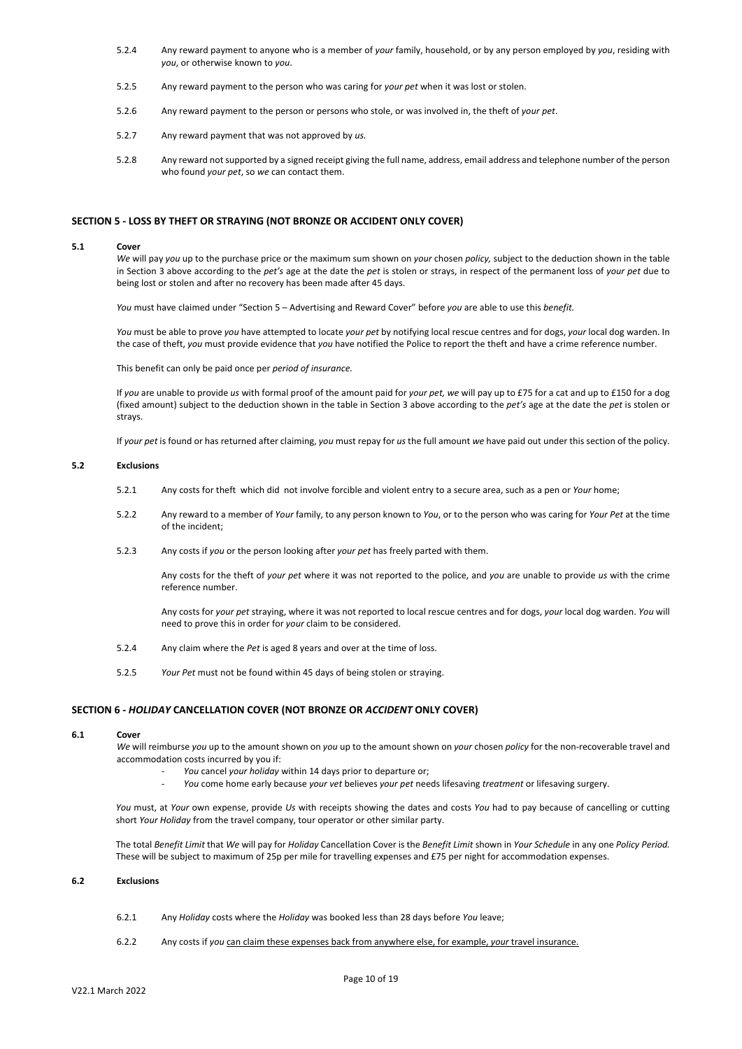5.2.4 Any reward payment to anyone who is a member of *your* family, household, or by any person employed by *you*, residing with *you*, or otherwise known to *you*.

5.2.5 Any reward payment to the person who was caring for *your pet* when it was lost or stolen.

5.2.6 Any reward payment to the person or persons who stole, or was involved in, the theft of *your pet*.

5.2.7 Any reward payment that was not approved by *us.*

5.2.8 Any reward not supported by a signed receipt giving the full name, address, email address and telephone number of the person who found *your pet*, so *we* can contact them.

## SECTION 5 - LOSS BY THEFT OR STRAYING (NOT BRONZE OR ACCIDENT ONLY COVER)

### 5.1 Cover

*We* will pay *you* up to the purchase price or the maximum sum shown on *your* chosen *policy,* subject to the deduction shown in the table in Section 3 above according to the *pet's* age at the date the *pet* is stolen or strays, in respect of the permanent loss of *your pet* due to being lost or stolen and after no recovery has been made after 45 days.

*You* must have claimed under "Section 5 – Advertising and Reward Cover" before *you* are able to use this *benefit.*

*You* must be able to prove *you* have attempted to locate *your pet* by notifying local rescue centres and for dogs, *your* local dog warden. In the case of theft, *you* must provide evidence that *you* have notified the Police to report the theft and have a crime reference number.

This benefit can only be paid once per *period of insurance.*

If *you* are unable to provide *us* with formal proof of the amount paid for *your pet, we* will pay up to £75 for a cat and up to £150 for a dog (fixed amount) subject to the deduction shown in the table in Section 3 above according to the *pet's* age at the date the *pet* is stolen or strays.

If *your pet* is found or has returned after claiming, *you* must repay for *us* the full amount *we* have paid out under this section of the policy.

### 5.2 Exclusions

5.2.1 Any costs for theft which did not involve forcible and violent entry to a secure area, such as a pen or *Your* home;

5.2.2 Any reward to a member of *Your* family, to any person known to *You*, or to the person who was caring for *Your Pet* at the time of the incident;

5.2.3 Any costs if *you* or the person looking after *your pet* has freely parted with them.

Any costs for the theft of *your pet* where it was not reported to the police, and *you* are unable to provide *us* with the crime reference number.

Any costs for *your pet* straying, where it was not reported to local rescue centres and for dogs, *your* local dog warden. *You* will need to prove this in order for *your* claim to be considered.

5.2.4 Any claim where the *Pet* is aged 8 years and over at the time of loss.

5.2.5 *Your Pet* must not be found within 45 days of being stolen or straying.

## SECTION 6 - *HOLIDAY* CANCELLATION COVER (NOT BRONZE OR *ACCIDENT* ONLY COVER)

### 6.1 Cover

*We* will reimburse *you* up to the amount shown on *you* up to the amount shown on *your* chosen *policy* for the non-recoverable travel and accommodation costs incurred by you if:

- *You* cancel *your holiday* within 14 days prior to departure or;
- *You* come home early because *your vet* believes *your pet* needs lifesaving *treatment* or lifesaving surgery.

*You* must, at *Your* own expense, provide *Us* with receipts showing the dates and costs *You* had to pay because of cancelling or cutting short *Your Holiday* from the travel company, tour operator or other similar party.

The total *Benefit Limit* that *We* will pay for *Holiday* Cancellation Cover is the *Benefit Limit* shown in *Your Schedule* in any one *Policy Period.* These will be subject to maximum of 25p per mile for travelling expenses and £75 per night for accommodation expenses.

### 6.2 Exclusions

6.2.1 Any *Holiday* costs where the *Holiday* was booked less than 28 days before *You* leave;

6.2.2 Any costs if *you* can claim these expenses back from anywhere else, for example, *your* travel insurance.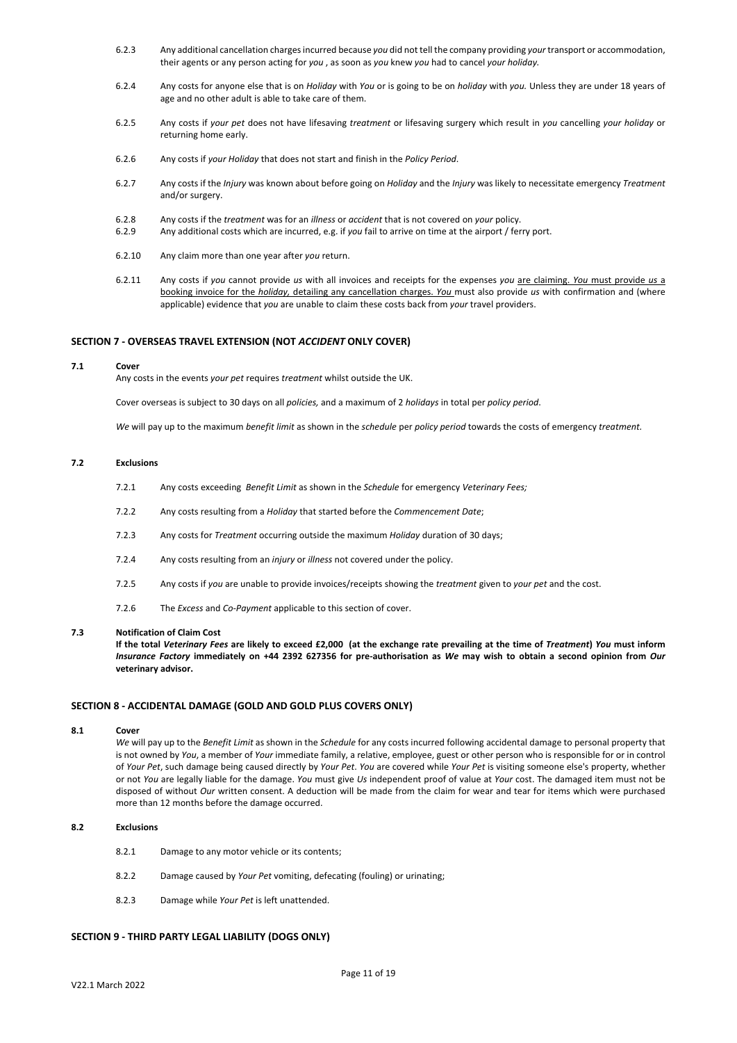6.2.3 Any additional cancellation charges incurred because *you* did not tell the company providing *your* transport or accommodation, their agents or any person acting for *you* , as soon as *you* knew *you* had to cancel *your holiday.*

6.2.4 Any costs for anyone else that is on *Holiday* with *You* or is going to be on *holiday* with *you.* Unless they are under 18 years of age and no other adult is able to take care of them.

6.2.5 Any costs if *your pet* does not have lifesaving *treatment* or lifesaving surgery which result in *you* cancelling *your holiday* or returning home early.

6.2.6 Any costs if *your Holiday* that does not start and finish in the *Policy Period*.

6.2.7 Any costs if the *Injury* was known about before going on *Holiday* and the *Injury* was likely to necessitate emergency *Treatment* and/or surgery.

6.2.8 Any costs if the *treatment* was for an *illness* or *accident* that is not covered on *your* policy.

6.2.9 Any additional costs which are incurred, e.g. if *you* fail to arrive on time at the airport / ferry port.

6.2.10 Any claim more than one year after *you* return.

6.2.11 Any costs if *you* cannot provide *us* with all invoices and receipts for the expenses *you* are claiming. *You* must provide *us* a booking invoice for the *holiday,* detailing any cancellation charges. *You* must also provide *us* with confirmation and (where applicable) evidence that *you* are unable to claim these costs back from *your* travel providers.

## SECTION 7 - OVERSEAS TRAVEL EXTENSION (NOT *ACCIDENT* ONLY COVER)

### 7.1 Cover

Any costs in the events *your pet* requires *treatment* whilst outside the UK.

Cover overseas is subject to 30 days on all *policies,* and a maximum of 2 *holidays* in total per *policy period*.

*We* will pay up to the maximum *benefit limit* as shown in the *schedule* per *policy period* towards the costs of emergency *treatment.*

### 7.2 Exclusions

7.2.1 Any costs exceeding *Benefit Limit* as shown in the *Schedule* for emergency *Veterinary Fees;*

7.2.2 Any costs resulting from a *Holiday* that started before the *Commencement Date*;

7.2.3 Any costs for *Treatment* occurring outside the maximum *Holiday* duration of 30 days;

7.2.4 Any costs resulting from an *injury* or *illness* not covered under the policy.

7.2.5 Any costs if *you* are unable to provide invoices/receipts showing the *treatment* given to *your pet* and the cost.

7.2.6 The *Excess* and *Co-Payment* applicable to this section of cover.

### 7.3 Notification of Claim Cost

**If the total *Veterinary Fees* are likely to exceed £2,000 (at the exchange rate prevailing at the time of *Treatment*) *You* must inform *Insurance Factory* immediately on +44 2392 627356 for pre-authorisation as *We* may wish to obtain a second opinion from *Our* veterinary advisor.**

## SECTION 8 - ACCIDENTAL DAMAGE (GOLD AND GOLD PLUS COVERS ONLY)

### 8.1 Cover

*We* will pay up to the *Benefit Limit* as shown in the *Schedule* for any costs incurred following accidental damage to personal property that is not owned by *You*, a member of *Your* immediate family, a relative, employee, guest or other person who is responsible for or in control of *Your Pet*, such damage being caused directly by *Your Pet*. *You* are covered while *Your Pet* is visiting someone else's property, whether or not *You* are legally liable for the damage. *You* must give *Us* independent proof of value at *Your* cost. The damaged item must not be disposed of without *Our* written consent. A deduction will be made from the claim for wear and tear for items which were purchased more than 12 months before the damage occurred.

### 8.2 Exclusions

8.2.1 Damage to any motor vehicle or its contents;

8.2.2 Damage caused by *Your Pet* vomiting, defecating (fouling) or urinating;

8.2.3 Damage while *Your Pet* is left unattended.

## SECTION 9 - THIRD PARTY LEGAL LIABILITY (DOGS ONLY)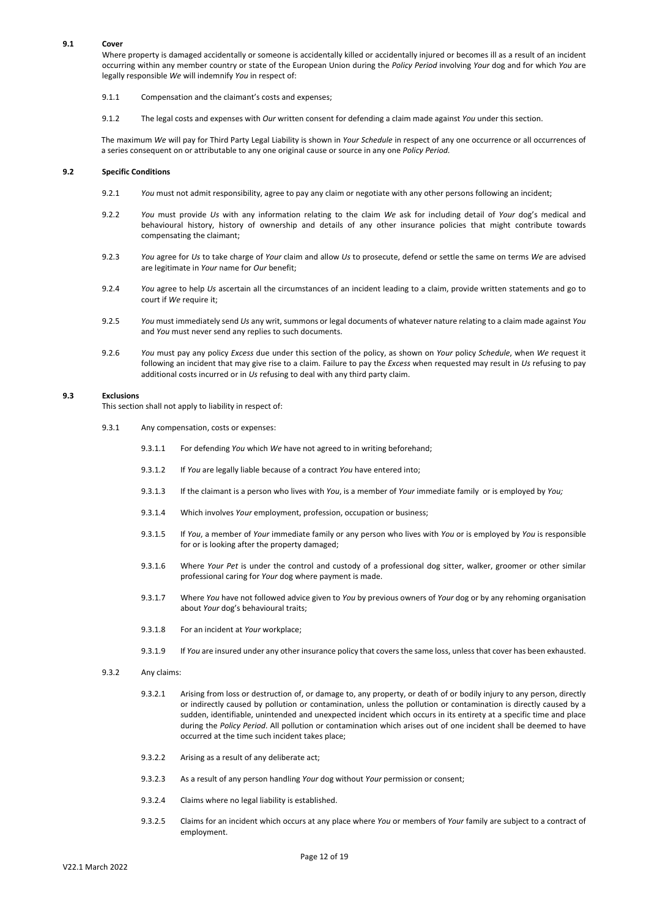### 9.1 Cover

Where property is damaged accidentally or someone is accidentally killed or accidentally injured or becomes ill as a result of an incident occurring within any member country or state of the European Union during the *Policy Period* involving *Your* dog and for which *You* are legally responsible *We* will indemnify *You* in respect of:

9.1.1 Compensation and the claimant's costs and expenses;

9.1.2 The legal costs and expenses with *Our* written consent for defending a claim made against *You* under this section.

The maximum *We* will pay for Third Party Legal Liability is shown in *Your Schedule* in respect of any one occurrence or all occurrences of a series consequent on or attributable to any one original cause or source in any one *Policy Period.*

### 9.2 Specific Conditions

9.2.1 *You* must not admit responsibility, agree to pay any claim or negotiate with any other persons following an incident;

9.2.2 *You* must provide *Us* with any information relating to the claim *We* ask for including detail of *Your* dog's medical and behavioural history, history of ownership and details of any other insurance policies that might contribute towards compensating the claimant;

9.2.3 *You* agree for *Us* to take charge of *Your* claim and allow *Us* to prosecute, defend or settle the same on terms *We* are advised are legitimate in *Your* name for *Our* benefit;

9.2.4 *You* agree to help *Us* ascertain all the circumstances of an incident leading to a claim, provide written statements and go to court if *We* require it;

9.2.5 *You* must immediately send *Us* any writ, summons or legal documents of whatever nature relating to a claim made against *You* and *You* must never send any replies to such documents.

9.2.6 *You* must pay any policy *Excess* due under this section of the policy, as shown on *Your* policy *Schedule*, when *We* request it following an incident that may give rise to a claim. Failure to pay the *Excess* when requested may result in *Us* refusing to pay additional costs incurred or in *Us* refusing to deal with any third party claim.

### 9.3 Exclusions

This section shall not apply to liability in respect of:

9.3.1 Any compensation, costs or expenses:

9.3.1.1 For defending *You* which *We* have not agreed to in writing beforehand;

9.3.1.2 If *You* are legally liable because of a contract *You* have entered into;

9.3.1.3 If the claimant is a person who lives with *You*, is a member of *Your* immediate family or is employed by *You;*

9.3.1.4 Which involves *Your* employment, profession, occupation or business;

9.3.1.5 If *You*, a member of *Your* immediate family or any person who lives with *You* or is employed by *You* is responsible for or is looking after the property damaged;

9.3.1.6 Where *Your Pet* is under the control and custody of a professional dog sitter, walker, groomer or other similar professional caring for *Your* dog where payment is made.

9.3.1.7 Where *You* have not followed advice given to *You* by previous owners of *Your* dog or by any rehoming organisation about *Your* dog's behavioural traits;

9.3.1.8 For an incident at *Your* workplace;

9.3.1.9 If *You* are insured under any other insurance policy that covers the same loss, unless that cover has been exhausted.

9.3.2 Any claims:

9.3.2.1 Arising from loss or destruction of, or damage to, any property, or death of or bodily injury to any person, directly or indirectly caused by pollution or contamination, unless the pollution or contamination is directly caused by a sudden, identifiable, unintended and unexpected incident which occurs in its entirety at a specific time and place during the *Policy Period*. All pollution or contamination which arises out of one incident shall be deemed to have occurred at the time such incident takes place;

9.3.2.2 Arising as a result of any deliberate act;

9.3.2.3 As a result of any person handling *Your* dog without *Your* permission or consent;

9.3.2.4 Claims where no legal liability is established.

9.3.2.5 Claims for an incident which occurs at any place where *You* or members of *Your* family are subject to a contract of employment.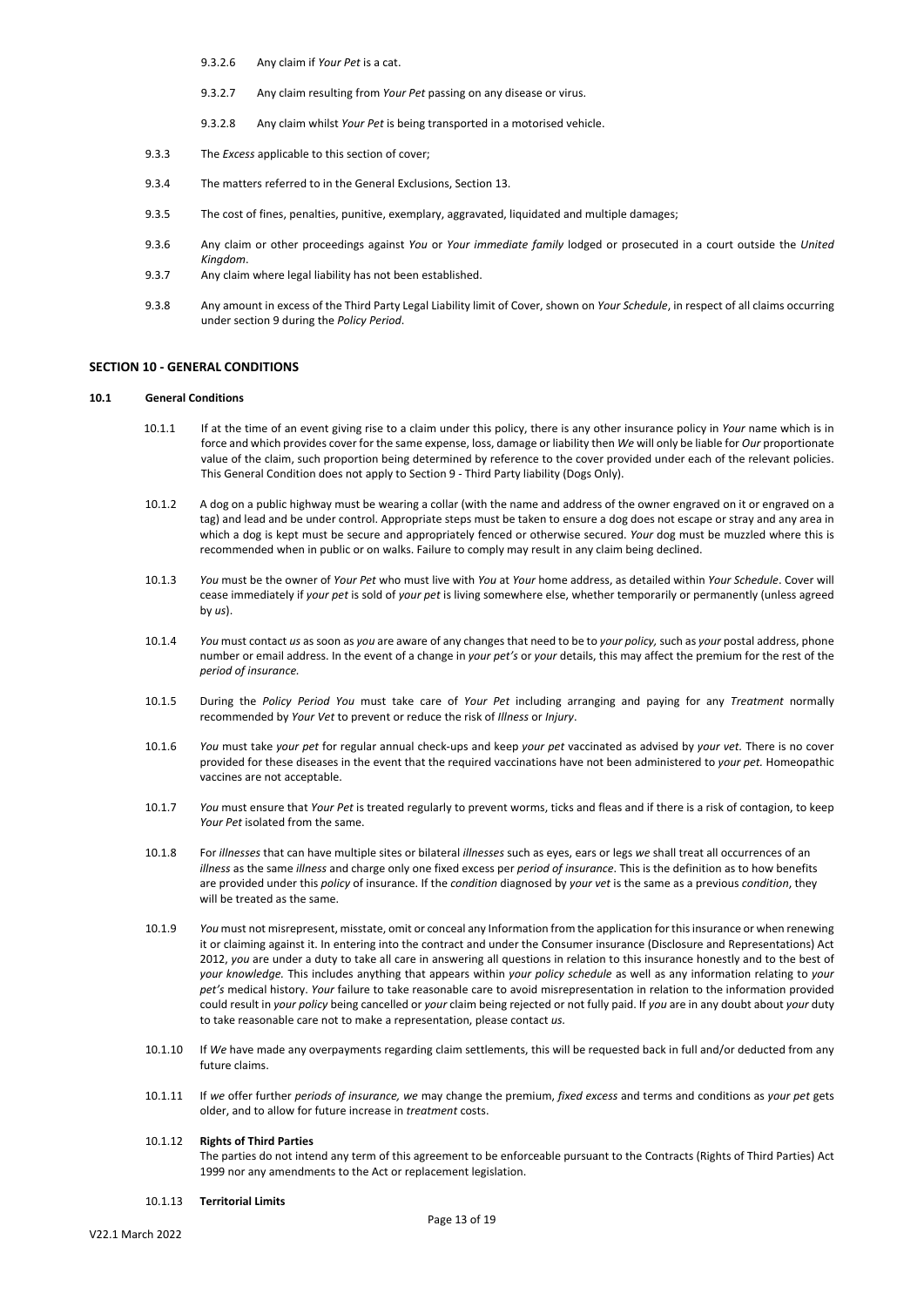9.3.2.6 Any claim if *Your Pet* is a cat.

9.3.2.7 Any claim resulting from *Your Pet* passing on any disease or virus.

9.3.2.8 Any claim whilst *Your Pet* is being transported in a motorised vehicle.

9.3.3 The *Excess* applicable to this section of cover;

9.3.4 The matters referred to in the General Exclusions, Section 13.

9.3.5 The cost of fines, penalties, punitive, exemplary, aggravated, liquidated and multiple damages;

9.3.6 Any claim or other proceedings against *You* or *Your immediate family* lodged or prosecuted in a court outside the *United Kingdom*.

9.3.7 Any claim where legal liability has not been established.

9.3.8 Any amount in excess of the Third Party Legal Liability limit of Cover, shown on *Your Schedule*, in respect of all claims occurring under section 9 during the *Policy Period*.

## SECTION 10 - GENERAL CONDITIONS

### 10.1 General Conditions

10.1.1 If at the time of an event giving rise to a claim under this policy, there is any other insurance policy in *Your* name which is in force and which provides cover for the same expense, loss, damage or liability then *We* will only be liable for *Our* proportionate value of the claim, such proportion being determined by reference to the cover provided under each of the relevant policies. This General Condition does not apply to Section 9 - Third Party liability (Dogs Only).

10.1.2 A dog on a public highway must be wearing a collar (with the name and address of the owner engraved on it or engraved on a tag) and lead and be under control. Appropriate steps must be taken to ensure a dog does not escape or stray and any area in which a dog is kept must be secure and appropriately fenced or otherwise secured. *Your* dog must be muzzled where this is recommended when in public or on walks. Failure to comply may result in any claim being declined.

10.1.3 *You* must be the owner of *Your Pet* who must live with *You* at *Your* home address, as detailed within *Your Schedule*. Cover will cease immediately if *your pet* is sold of *your pet* is living somewhere else, whether temporarily or permanently (unless agreed by *us*).

10.1.4 *You* must contact *us* as soon as *you* are aware of any changes that need to be to *your policy,* such as *your* postal address, phone number or email address. In the event of a change in *your pet's* or *your* details, this may affect the premium for the rest of the *period of insurance.*

10.1.5 During the *Policy Period You* must take care of *Your Pet* including arranging and paying for any *Treatment* normally recommended by *Your Vet* to prevent or reduce the risk of *Illness* or *Injury*.

10.1.6 *You* must take *your pet* for regular annual check-ups and keep *your pet* vaccinated as advised by *your vet.* There is no cover provided for these diseases in the event that the required vaccinations have not been administered to *your pet.* Homeopathic vaccines are not acceptable.

10.1.7 *You* must ensure that *Your Pet* is treated regularly to prevent worms, ticks and fleas and if there is a risk of contagion, to keep *Your Pet* isolated from the same.

10.1.8 For *illnesses* that can have multiple sites or bilateral *illnesses* such as eyes, ears or legs *we* shall treat all occurrences of an *illness* as the same *illness* and charge only one fixed excess per *period of insurance*. This is the definition as to how benefits are provided under this *policy* of insurance. If the *condition* diagnosed by *your vet* is the same as a previous *condition*, they will be treated as the same.

10.1.9 *You* must not misrepresent, misstate, omit or conceal any Information from the application for this insurance or when renewing it or claiming against it. In entering into the contract and under the Consumer insurance (Disclosure and Representations) Act 2012, *you* are under a duty to take all care in answering all questions in relation to this insurance honestly and to the best of *your knowledge.* This includes anything that appears within *your policy schedule* as well as any information relating to *your pet's* medical history. *Your* failure to take reasonable care to avoid misrepresentation in relation to the information provided could result in *your policy* being cancelled or *your* claim being rejected or not fully paid. If *you* are in any doubt about *your* duty to take reasonable care not to make a representation, please contact *us.*

10.1.10 If *We* have made any overpayments regarding claim settlements, this will be requested back in full and/or deducted from any future claims.

10.1.11 If *we* offer further *periods of insurance, we* may change the premium, *fixed excess* and terms and conditions as *your pet* gets older, and to allow for future increase in *treatment* costs.

10.1.12 **Rights of Third Parties**
The parties do not intend any term of this agreement to be enforceable pursuant to the Contracts (Rights of Third Parties) Act 1999 nor any amendments to the Act or replacement legislation.

10.1.13 **Territorial Limits**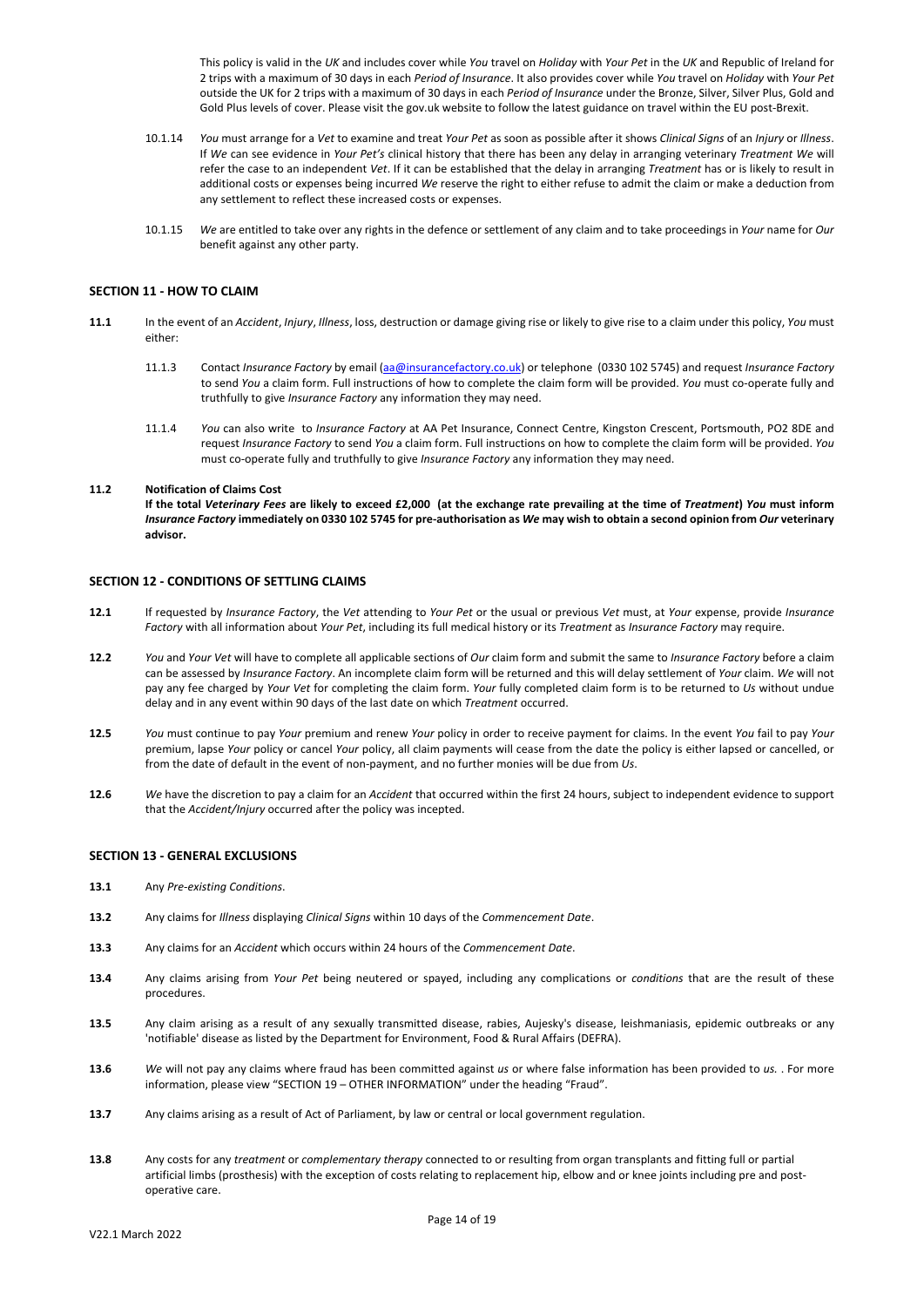This policy is valid in the *UK* and includes cover while *You* travel on *Holiday* with *Your Pet* in the *UK* and Republic of Ireland for 2 trips with a maximum of 30 days in each *Period of Insurance*. It also provides cover while *You* travel on *Holiday* with *Your Pet* outside the UK for 2 trips with a maximum of 30 days in each *Period of Insurance* under the Bronze, Silver, Silver Plus, Gold and Gold Plus levels of cover. Please visit the gov.uk website to follow the latest guidance on travel within the EU post-Brexit.

10.1.14 *You* must arrange for a *Vet* to examine and treat *Your Pet* as soon as possible after it shows *Clinical Signs* of an *Injury* or *Illness*. If *We* can see evidence in *Your Pet's* clinical history that there has been any delay in arranging veterinary *Treatment We* will refer the case to an independent *Vet*. If it can be established that the delay in arranging *Treatment* has or is likely to result in additional costs or expenses being incurred *We* reserve the right to either refuse to admit the claim or make a deduction from any settlement to reflect these increased costs or expenses.

10.1.15 *We* are entitled to take over any rights in the defence or settlement of any claim and to take proceedings in *Your* name for *Our* benefit against any other party.

## SECTION 11 - HOW TO CLAIM

**11.1** In the event of an *Accident*, *Injury*, *Illness*, loss, destruction or damage giving rise or likely to give rise to a claim under this policy, *You* must either:

11.1.3 Contact *Insurance Factory* by email (aa@insurancefactory.co.uk) or telephone (0330 102 5745) and request *Insurance Factory* to send *You* a claim form. Full instructions of how to complete the claim form will be provided. *You* must co-operate fully and truthfully to give *Insurance Factory* any information they may need.

11.1.4 *You* can also write to *Insurance Factory* at AA Pet Insurance, Connect Centre, Kingston Crescent, Portsmouth, PO2 8DE and request *Insurance Factory* to send *You* a claim form. Full instructions on how to complete the claim form will be provided. *You* must co-operate fully and truthfully to give *Insurance Factory* any information they may need.

**11.2 Notification of Claims Cost**

**If the total *Veterinary Fees* are likely to exceed £2,000 (at the exchange rate prevailing at the time of *Treatment*) *You* must inform *Insurance Factory* immediately on 0330 102 5745 for pre-authorisation as *We* may wish to obtain a second opinion from *Our* veterinary advisor.**

## SECTION 12 - CONDITIONS OF SETTLING CLAIMS

**12.1** If requested by *Insurance Factory*, the *Vet* attending to *Your Pet* or the usual or previous *Vet* must, at *Your* expense, provide *Insurance Factory* with all information about *Your Pet*, including its full medical history or its *Treatment* as *Insurance Factory* may require.

**12.2** *You* and *Your Vet* will have to complete all applicable sections of *Our* claim form and submit the same to *Insurance Factory* before a claim can be assessed by *Insurance Factory*. An incomplete claim form will be returned and this will delay settlement of *Your* claim. *We* will not pay any fee charged by *Your Vet* for completing the claim form. *Your* fully completed claim form is to be returned to *Us* without undue delay and in any event within 90 days of the last date on which *Treatment* occurred.

**12.5** *You* must continue to pay *Your* premium and renew *Your* policy in order to receive payment for claims. In the event *You* fail to pay *Your* premium, lapse *Your* policy or cancel *Your* policy, all claim payments will cease from the date the policy is either lapsed or cancelled, or from the date of default in the event of non-payment, and no further monies will be due from *Us*.

**12.6** *We* have the discretion to pay a claim for an *Accident* that occurred within the first 24 hours, subject to independent evidence to support that the *Accident/Injury* occurred after the policy was incepted.

## SECTION 13 - GENERAL EXCLUSIONS

**13.1** Any *Pre-existing Conditions*.

**13.2** Any claims for *Illness* displaying *Clinical Signs* within 10 days of the *Commencement Date*.

**13.3** Any claims for an *Accident* which occurs within 24 hours of the *Commencement Date*.

**13.4** Any claims arising from *Your Pet* being neutered or spayed, including any complications or *conditions* that are the result of these procedures.

**13.5** Any claim arising as a result of any sexually transmitted disease, rabies, Aujesky's disease, leishmaniasis, epidemic outbreaks or any 'notifiable' disease as listed by the Department for Environment, Food & Rural Affairs (DEFRA).

**13.6** *We* will not pay any claims where fraud has been committed against *us* or where false information has been provided to *us.* . For more information, please view "SECTION 19 – OTHER INFORMATION" under the heading "Fraud".

**13.7** Any claims arising as a result of Act of Parliament, by law or central or local government regulation.

**13.8** Any costs for any *treatment* or *complementary therapy* connected to or resulting from organ transplants and fitting full or partial artificial limbs (prosthesis) with the exception of costs relating to replacement hip, elbow and or knee joints including pre and post-operative care.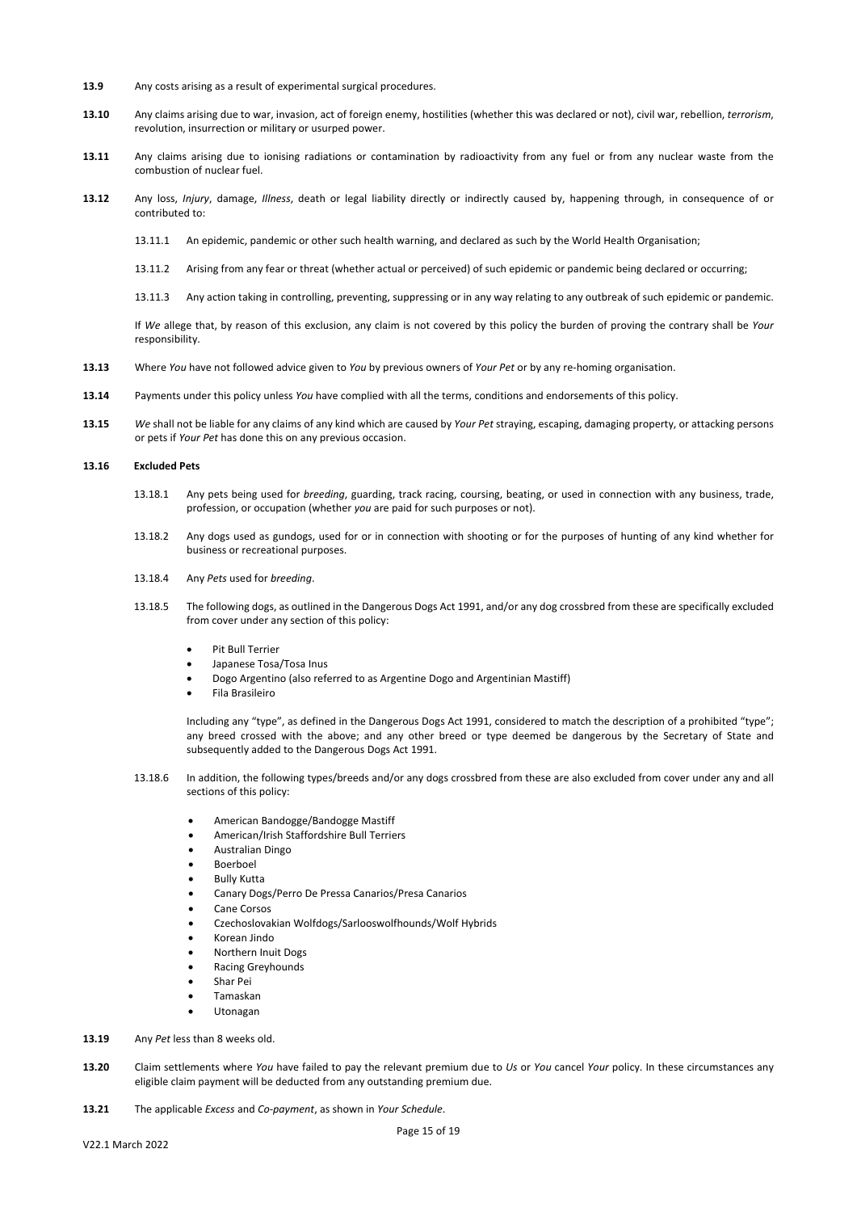**13.9** Any costs arising as a result of experimental surgical procedures.

**13.10** Any claims arising due to war, invasion, act of foreign enemy, hostilities (whether this was declared or not), civil war, rebellion, *terrorism*, revolution, insurrection or military or usurped power.

**13.11** Any claims arising due to ionising radiations or contamination by radioactivity from any fuel or from any nuclear waste from the combustion of nuclear fuel.

**13.12** Any loss, *Injury*, damage, *Illness*, death or legal liability directly or indirectly caused by, happening through, in consequence of or contributed to:

13.11.1 An epidemic, pandemic or other such health warning, and declared as such by the World Health Organisation;

13.11.2 Arising from any fear or threat (whether actual or perceived) of such epidemic or pandemic being declared or occurring;

13.11.3 Any action taking in controlling, preventing, suppressing or in any way relating to any outbreak of such epidemic or pandemic.

If *We* allege that, by reason of this exclusion, any claim is not covered by this policy the burden of proving the contrary shall be *Your* responsibility.

**13.13** Where *You* have not followed advice given to *You* by previous owners of *Your Pet* or by any re-homing organisation.

**13.14** Payments under this policy unless *You* have complied with all the terms, conditions and endorsements of this policy.

**13.15** *We* shall not be liable for any claims of any kind which are caused by *Your Pet* straying, escaping, damaging property, or attacking persons or pets if *Your Pet* has done this on any previous occasion.

**13.16 Excluded Pets**

13.18.1 Any pets being used for *breeding*, guarding, track racing, coursing, beating, or used in connection with any business, trade, profession, or occupation (whether *you* are paid for such purposes or not).

13.18.2 Any dogs used as gundogs, used for or in connection with shooting or for the purposes of hunting of any kind whether for business or recreational purposes.

13.18.4 Any *Pets* used for *breeding*.

13.18.5 The following dogs, as outlined in the Dangerous Dogs Act 1991, and/or any dog crossbred from these are specifically excluded from cover under any section of this policy:

- Pit Bull Terrier
- Japanese Tosa/Tosa Inus
- Dogo Argentino (also referred to as Argentine Dogo and Argentinian Mastiff)
- Fila Brasileiro

Including any "type", as defined in the Dangerous Dogs Act 1991, considered to match the description of a prohibited "type"; any breed crossed with the above; and any other breed or type deemed be dangerous by the Secretary of State and subsequently added to the Dangerous Dogs Act 1991.

13.18.6 In addition, the following types/breeds and/or any dogs crossbred from these are also excluded from cover under any and all sections of this policy:

- American Bandogge/Bandogge Mastiff
- American/Irish Staffordshire Bull Terriers
- Australian Dingo
- Boerboel
- Bully Kutta
- Canary Dogs/Perro De Pressa Canarios/Presa Canarios
- Cane Corsos
- Czechoslovakian Wolfdogs/Sarlooswolfhounds/Wolf Hybrids
- Korean Jindo
- Northern Inuit Dogs
- Racing Greyhounds
- Shar Pei
- Tamaskan
- Utonagan

**13.19** Any *Pet* less than 8 weeks old.

**13.20** Claim settlements where *You* have failed to pay the relevant premium due to *Us* or *You* cancel *Your* policy. In these circumstances any eligible claim payment will be deducted from any outstanding premium due.

**13.21** The applicable *Excess* and *Co-payment*, as shown in *Your Schedule*.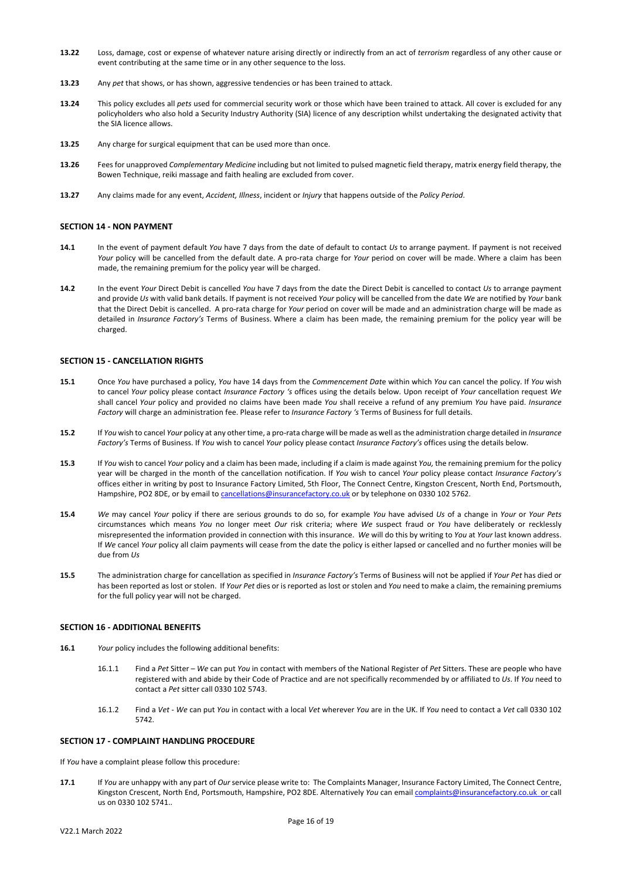**13.22** Loss, damage, cost or expense of whatever nature arising directly or indirectly from an act of *terrorism* regardless of any other cause or event contributing at the same time or in any other sequence to the loss.

**13.23** Any *pet* that shows, or has shown, aggressive tendencies or has been trained to attack.

**13.24** This policy excludes all *pets* used for commercial security work or those which have been trained to attack. All cover is excluded for any policyholders who also hold a Security Industry Authority (SIA) licence of any description whilst undertaking the designated activity that the SIA licence allows.

**13.25** Any charge for surgical equipment that can be used more than once.

**13.26** Fees for unapproved *Complementary Medicine* including but not limited to pulsed magnetic field therapy, matrix energy field therapy, the Bowen Technique, reiki massage and faith healing are excluded from cover.

**13.27** Any claims made for any event, *Accident, Illness*, incident or *Injury* that happens outside of the *Policy Period*.

### SECTION 14 - NON PAYMENT

**14.1** In the event of payment default *You* have 7 days from the date of default to contact *Us* to arrange payment. If payment is not received *Your* policy will be cancelled from the default date. A pro-rata charge for *Your* period on cover will be made. Where a claim has been made, the remaining premium for the policy year will be charged.

**14.2** In the event *Your* Direct Debit is cancelled *You* have 7 days from the date the Direct Debit is cancelled to contact *Us* to arrange payment and provide *Us* with valid bank details. If payment is not received *Your* policy will be cancelled from the date *We* are notified by *Your* bank that the Direct Debit is cancelled. A pro-rata charge for *Your* period on cover will be made and an administration charge will be made as detailed in *Insurance Factory's* Terms of Business. Where a claim has been made, the remaining premium for the policy year will be charged.

### SECTION 15 - CANCELLATION RIGHTS

**15.1** Once *You* have purchased a policy, *You* have 14 days from the *Commencement Date* within which *You* can cancel the policy. If *You* wish to cancel *Your* policy please contact *Insurance Factory 's* offices using the details below. Upon receipt of *Your* cancellation request *We* shall cancel *Your* policy and provided no claims have been made *You* shall receive a refund of any premium *You* have paid. *Insurance Factory* will charge an administration fee. Please refer to *Insurance Factory 's* Terms of Business for full details.

**15.2** If *You* wish to cancel *Your* policy at any other time, a pro-rata charge will be made as well as the administration charge detailed in *Insurance Factory's* Terms of Business. If *You* wish to cancel *Your* policy please contact *Insurance Factory's* offices using the details below.

**15.3** If *You* wish to cancel *Your* policy and a claim has been made, including if a claim is made against *You,* the remaining premium for the policy year will be charged in the month of the cancellation notification. If *You* wish to cancel *Your* policy please contact *Insurance Factory's* offices either in writing by post to Insurance Factory Limited, 5th Floor, The Connect Centre, Kingston Crescent, North End, Portsmouth, Hampshire, PO2 8DE, or by email to cancellations@insurancefactory.co.uk or by telephone on 0330 102 5762.

**15.4** *We* may cancel *Your* policy if there are serious grounds to do so, for example *You* have advised *Us* of a change in *Your* or *Your Pets* circumstances which means *You* no longer meet *Our* risk criteria; where *We* suspect fraud or *You* have deliberately or recklessly misrepresented the information provided in connection with this insurance. *We* will do this by writing to *You* at *Your* last known address. If *We* cancel *Your* policy all claim payments will cease from the date the policy is either lapsed or cancelled and no further monies will be due from *Us*

**15.5** The administration charge for cancellation as specified in *Insurance Factory's* Terms of Business will not be applied if *Your Pet* has died or has been reported as lost or stolen. If *Your Pet* dies or is reported as lost or stolen and *You* need to make a claim, the remaining premiums for the full policy year will not be charged.

### SECTION 16 - ADDITIONAL BENEFITS

**16.1** *Your* policy includes the following additional benefits:

16.1.1 Find a *Pet* Sitter – *We* can put *You* in contact with members of the National Register of *Pet* Sitters. These are people who have registered with and abide by their Code of Practice and are not specifically recommended by or affiliated to *Us*. If *You* need to contact a *Pet* sitter call 0330 102 5743.

16.1.2 Find a *Vet* - *We* can put *You* in contact with a local *Vet* wherever *You* are in the UK. If *You* need to contact a *Vet* call 0330 102 5742.

### SECTION 17 - COMPLAINT HANDLING PROCEDURE

If *You* have a complaint please follow this procedure:

**17.1** If *You* are unhappy with any part of *Our* service please write to: The Complaints Manager, Insurance Factory Limited, The Connect Centre, Kingston Crescent, North End, Portsmouth, Hampshire, PO2 8DE. Alternatively *You* can email complaints@insurancefactory.co.uk or call us on 0330 102 5741..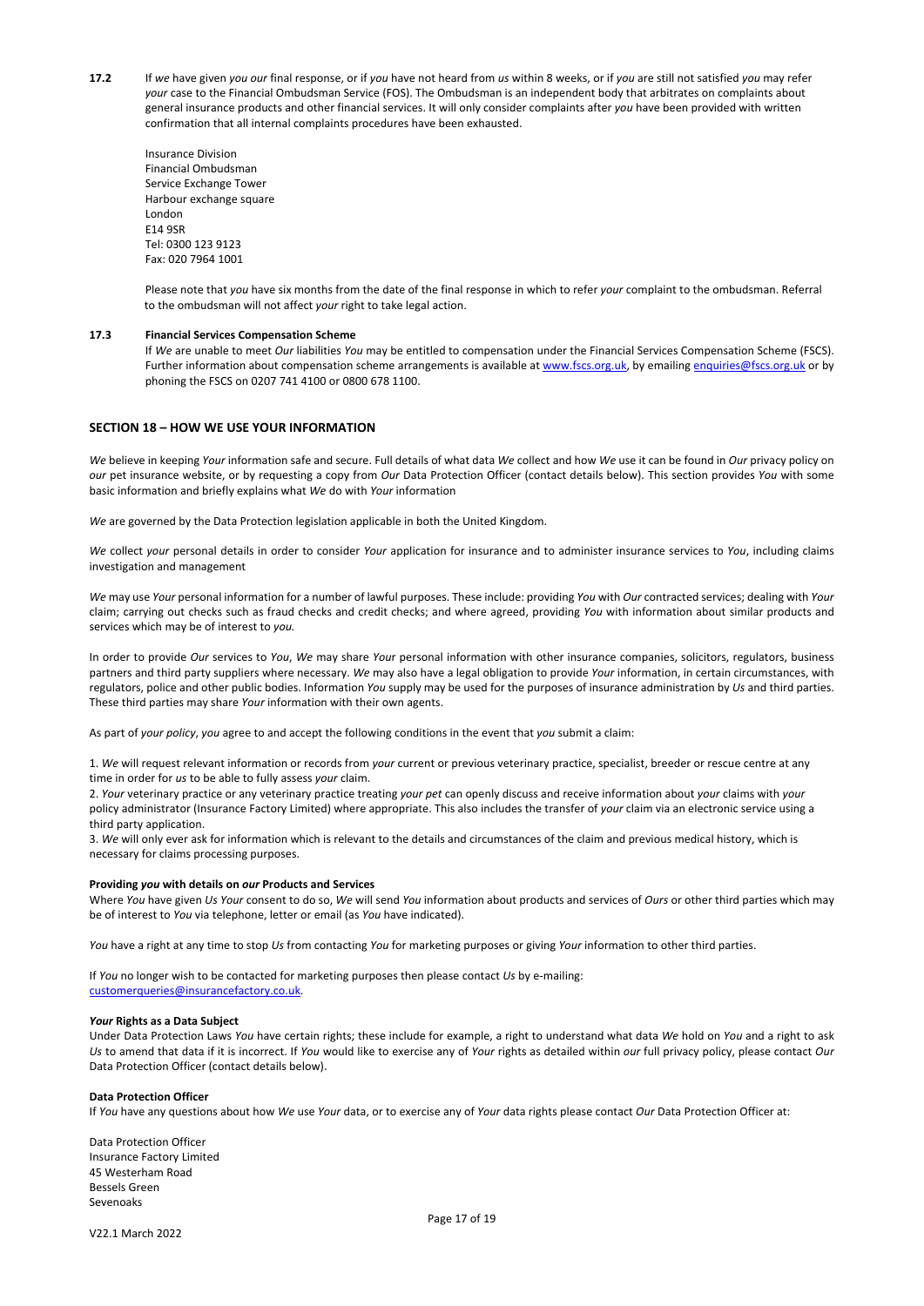**17.2** If *we* have given *you our* final response, or if *you* have not heard from *us* within 8 weeks, or if *you* are still not satisfied *you* may refer *your* case to the Financial Ombudsman Service (FOS). The Ombudsman is an independent body that arbitrates on complaints about general insurance products and other financial services. It will only consider complaints after *you* have been provided with written confirmation that all internal complaints procedures have been exhausted.

Insurance Division
Financial Ombudsman
Service Exchange Tower
Harbour exchange square
London
E14 9SR
Tel: 0300 123 9123
Fax: 020 7964 1001

Please note that *you* have six months from the date of the final response in which to refer *your* complaint to the ombudsman. Referral to the ombudsman will not affect *your* right to take legal action.

**17.3 Financial Services Compensation Scheme**

If *We* are unable to meet *Our* liabilities *You* may be entitled to compensation under the Financial Services Compensation Scheme (FSCS). Further information about compensation scheme arrangements is available at www.fscs.org.uk, by emailing enquiries@fscs.org.uk or by phoning the FSCS on 0207 741 4100 or 0800 678 1100.

## SECTION 18 – HOW WE USE YOUR INFORMATION

*We* believe in keeping *Your* information safe and secure. Full details of what data *We* collect and how *We* use it can be found in *Our* privacy policy on *our* pet insurance website, or by requesting a copy from *Our* Data Protection Officer (contact details below). This section provides *You* with some basic information and briefly explains what *We* do with *Your* information

*We* are governed by the Data Protection legislation applicable in both the United Kingdom.

*We* collect *your* personal details in order to consider *Your* application for insurance and to administer insurance services to *You*, including claims investigation and management

*We* may use *Your* personal information for a number of lawful purposes. These include: providing *You* with *Our* contracted services; dealing with *Your* claim; carrying out checks such as fraud checks and credit checks; and where agreed, providing *You* with information about similar products and services which may be of interest to *you.*

In order to provide *Our* services to *You*, *We* may share *Your* personal information with other insurance companies, solicitors, regulators, business partners and third party suppliers where necessary. *We* may also have a legal obligation to provide *Your* information, in certain circumstances, with regulators, police and other public bodies. Information *You* supply may be used for the purposes of insurance administration by *Us* and third parties. These third parties may share *Your* information with their own agents.

As part of *your policy*, *you* agree to and accept the following conditions in the event that *you* submit a claim:

1. *We* will request relevant information or records from *your* current or previous veterinary practice, specialist, breeder or rescue centre at any time in order for *us* to be able to fully assess *your* claim.
2. *Your* veterinary practice or any veterinary practice treating *your pet* can openly discuss and receive information about *your* claims with *your* policy administrator (Insurance Factory Limited) where appropriate. This also includes the transfer of *your* claim via an electronic service using a third party application.
3. *We* will only ever ask for information which is relevant to the details and circumstances of the claim and previous medical history, which is necessary for claims processing purposes.

**Providing *you* with details on *our* Products and Services**

Where *You* have given *Us Your* consent to do so, *We* will send *You* information about products and services of *Ours* or other third parties which may be of interest to *You* via telephone, letter or email (as *You* have indicated).

*You* have a right at any time to stop *Us* from contacting *You* for marketing purposes or giving *Your* information to other third parties.

If *You* no longer wish to be contacted for marketing purposes then please contact *Us* by e-mailing: customerqueries@insurancefactory.co.uk.

***Your* Rights as a Data Subject**

Under Data Protection Laws *You* have certain rights; these include for example, a right to understand what data *We* hold on *You* and a right to ask *Us* to amend that data if it is incorrect. If *You* would like to exercise any of *Your* rights as detailed within *our* full privacy policy, please contact *Our* Data Protection Officer (contact details below).

**Data Protection Officer**

If *You* have any questions about how *We* use *Your* data, or to exercise any of *Your* data rights please contact *Our* Data Protection Officer at:

Data Protection Officer
Insurance Factory Limited
45 Westerham Road
Bessels Green
Sevenoaks

V22.1 March 2022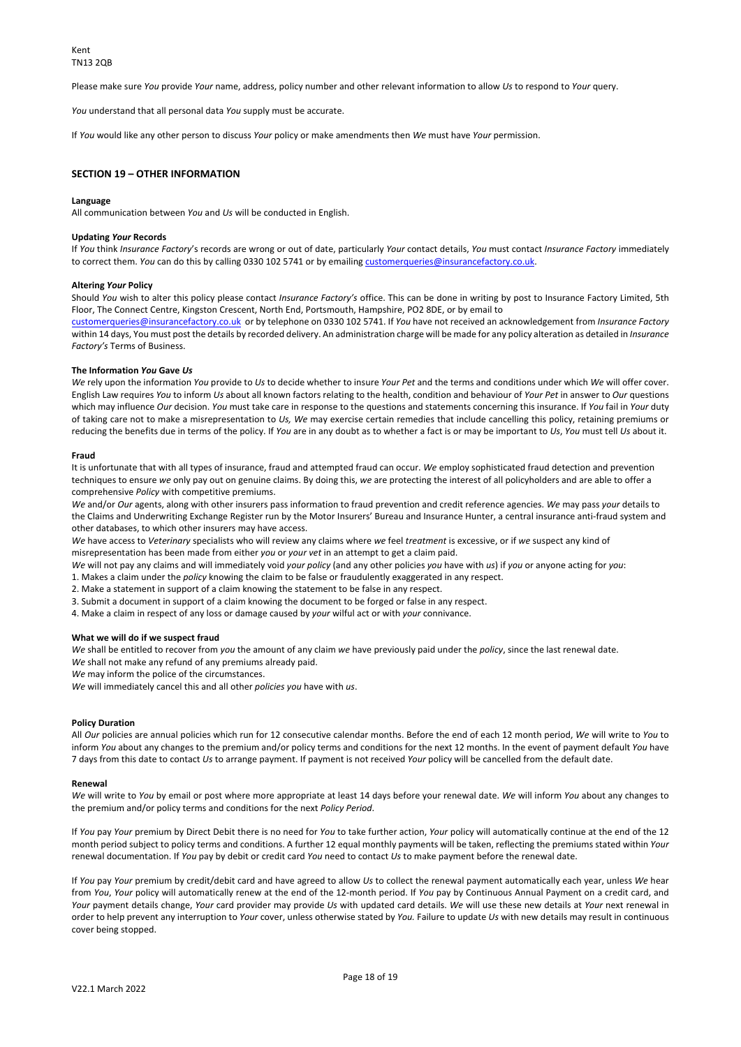Kent
TN13 2QB

Please make sure *You* provide *Your* name, address, policy number and other relevant information to allow *Us* to respond to *Your* query.

*You* understand that all personal data *You* supply must be accurate.

If *You* would like any other person to discuss *Your* policy or make amendments then *We* must have *Your* permission.

## SECTION 19 – OTHER INFORMATION

**Language**
All communication between *You* and *Us* will be conducted in English.

**Updating *Your* Records**
If *You* think *Insurance Factory*'s records are wrong or out of date, particularly *Your* contact details, *You* must contact *Insurance Factory* immediately to correct them. *You* can do this by calling 0330 102 5741 or by emailing customerqueries@insurancefactory.co.uk.

**Altering *Your* Policy**
Should *You* wish to alter this policy please contact *Insurance Factory's* office. This can be done in writing by post to Insurance Factory Limited, 5th Floor, The Connect Centre, Kingston Crescent, North End, Portsmouth, Hampshire, PO2 8DE, or by email to customerqueries@insurancefactory.co.uk or by telephone on 0330 102 5741. If *You* have not received an acknowledgement from *Insurance Factory* within 14 days, You must post the details by recorded delivery. An administration charge will be made for any policy alteration as detailed in *Insurance Factory's* Terms of Business.

**The Information *You* Gave *Us***
*We* rely upon the information *You* provide to *Us* to decide whether to insure *Your Pet* and the terms and conditions under which *We* will offer cover. English Law requires *You* to inform *Us* about all known factors relating to the health, condition and behaviour of *Your Pet* in answer to *Our* questions which may influence *Our* decision. *You* must take care in response to the questions and statements concerning this insurance. If *You* fail in *Your* duty of taking care not to make a misrepresentation to *Us, We* may exercise certain remedies that include cancelling this policy, retaining premiums or reducing the benefits due in terms of the policy. If *You* are in any doubt as to whether a fact is or may be important to *Us*, *You* must tell *Us* about it.

**Fraud**
It is unfortunate that with all types of insurance, fraud and attempted fraud can occur. *We* employ sophisticated fraud detection and prevention techniques to ensure *we* only pay out on genuine claims. By doing this, *we* are protecting the interest of all policyholders and are able to offer a comprehensive *Policy* with competitive premiums.
*We* and/or *Our* agents, along with other insurers pass information to fraud prevention and credit reference agencies. *We* may pass *your* details to the Claims and Underwriting Exchange Register run by the Motor Insurers' Bureau and Insurance Hunter, a central insurance anti-fraud system and other databases, to which other insurers may have access.
*We* have access to *Veterinary* specialists who will review any claims where *we* feel *treatment* is excessive, or if *we* suspect any kind of misrepresentation has been made from either *you* or *your vet* in an attempt to get a claim paid.
*We* will not pay any claims and will immediately void *your policy* (and any other policies *you* have with *us*) if *you* or anyone acting for *you*:
1. Makes a claim under the *policy* knowing the claim to be false or fraudulently exaggerated in any respect.
2. Make a statement in support of a claim knowing the statement to be false in any respect.
3. Submit a document in support of a claim knowing the document to be forged or false in any respect.
4. Make a claim in respect of any loss or damage caused by *your* wilful act or with *your* connivance.

**What we will do if we suspect fraud**
*We* shall be entitled to recover from *you* the amount of any claim *we* have previously paid under the *policy*, since the last renewal date.
*We* shall not make any refund of any premiums already paid.
*We* may inform the police of the circumstances.
*We* will immediately cancel this and all other *policies you* have with *us*.

**Policy Duration**
All *Our* policies are annual policies which run for 12 consecutive calendar months. Before the end of each 12 month period, *We* will write to *You* to inform *You* about any changes to the premium and/or policy terms and conditions for the next 12 months. In the event of payment default *You* have 7 days from this date to contact *Us* to arrange payment. If payment is not received *Your* policy will be cancelled from the default date.

**Renewal**
*We* will write to *You* by email or post where more appropriate at least 14 days before your renewal date. *We* will inform *You* about any changes to the premium and/or policy terms and conditions for the next *Policy Period*.

If *You* pay *Your* premium by Direct Debit there is no need for *You* to take further action, *Your* policy will automatically continue at the end of the 12 month period subject to policy terms and conditions. A further 12 equal monthly payments will be taken, reflecting the premiums stated within *Your* renewal documentation. If *You* pay by debit or credit card *You* need to contact *Us* to make payment before the renewal date.

If *You* pay *Your* premium by credit/debit card and have agreed to allow *Us* to collect the renewal payment automatically each year, unless *We* hear from *You*, *Your* policy will automatically renew at the end of the 12-month period. If *You* pay by Continuous Annual Payment on a credit card, and *Your* payment details change, *Your* card provider may provide *Us* with updated card details. *We* will use these new details at *Your* next renewal in order to help prevent any interruption to *Your* cover, unless otherwise stated by *You.* Failure to update *Us* with new details may result in continuous cover being stopped.

V22.1 March 2022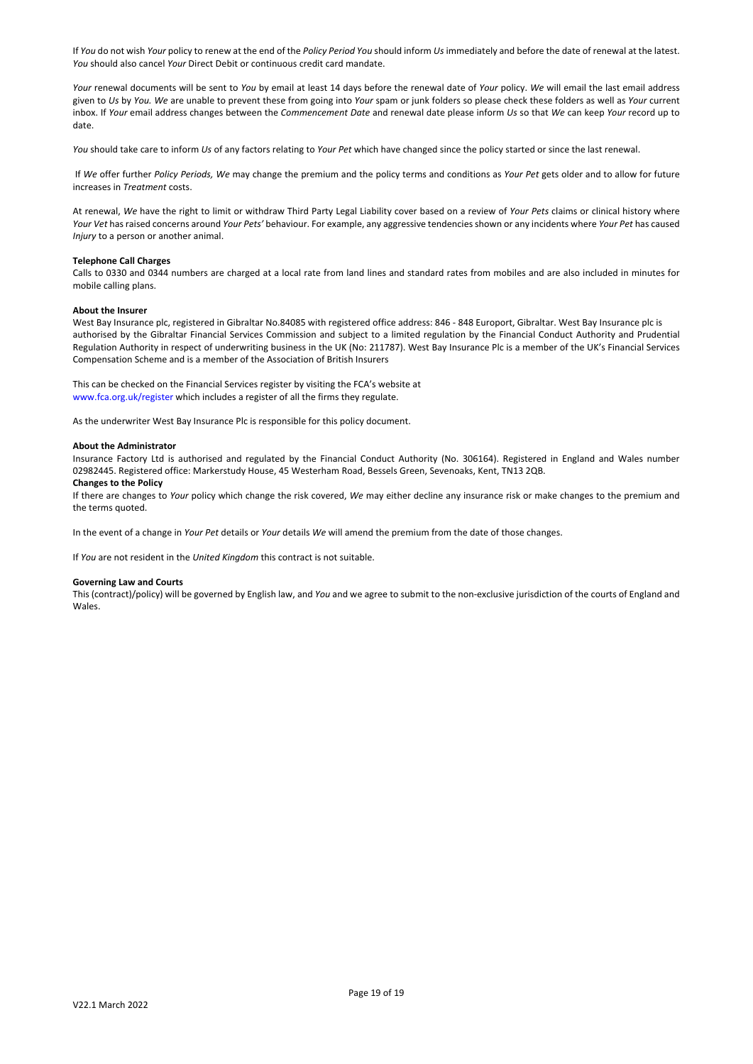If *You* do not wish *Your* policy to renew at the end of the *Policy Period You* should inform *Us* immediately and before the date of renewal at the latest. *You* should also cancel *Your* Direct Debit or continuous credit card mandate.

*Your* renewal documents will be sent to *You* by email at least 14 days before the renewal date of *Your* policy. *We* will email the last email address given to *Us* by *You. We* are unable to prevent these from going into *Your* spam or junk folders so please check these folders as well as *Your* current inbox. If *Your* email address changes between the *Commencement Date* and renewal date please inform *Us* so that *We* can keep *Your* record up to date.

*You* should take care to inform *Us* of any factors relating to *Your Pet* which have changed since the policy started or since the last renewal.

If *We* offer further *Policy Periods, We* may change the premium and the policy terms and conditions as *Your Pet* gets older and to allow for future increases in *Treatment* costs.

At renewal, *We* have the right to limit or withdraw Third Party Legal Liability cover based on a review of *Your Pets* claims or clinical history where *Your Vet* has raised concerns around *Your Pets'* behaviour. For example, any aggressive tendencies shown or any incidents where *Your Pet* has caused *Injury* to a person or another animal.

**Telephone Call Charges**

Calls to 0330 and 0344 numbers are charged at a local rate from land lines and standard rates from mobiles and are also included in minutes for mobile calling plans.

**About the Insurer**

West Bay Insurance plc, registered in Gibraltar No.84085 with registered office address: 846 - 848 Europort, Gibraltar. West Bay Insurance plc is authorised by the Gibraltar Financial Services Commission and subject to a limited regulation by the Financial Conduct Authority and Prudential Regulation Authority in respect of underwriting business in the UK (No: 211787). West Bay Insurance Plc is a member of the UK's Financial Services Compensation Scheme and is a member of the Association of British Insurers

This can be checked on the Financial Services register by visiting the FCA's website at www.fca.org.uk/register which includes a register of all the firms they regulate.

As the underwriter West Bay Insurance Plc is responsible for this policy document.

**About the Administrator**

Insurance Factory Ltd is authorised and regulated by the Financial Conduct Authority (No. 306164). Registered in England and Wales number 02982445. Registered office: Markerstudy House, 45 Westerham Road, Bessels Green, Sevenoaks, Kent, TN13 2QB.

**Changes to the Policy**

If there are changes to *Your* policy which change the risk covered, *We* may either decline any insurance risk or make changes to the premium and the terms quoted.

In the event of a change in *Your Pet* details or *Your* details *We* will amend the premium from the date of those changes.

If *You* are not resident in the *United Kingdom* this contract is not suitable.

**Governing Law and Courts**

This (contract)/policy) will be governed by English law, and *You* and we agree to submit to the non-exclusive jurisdiction of the courts of England and Wales.

V22.1 March 2022